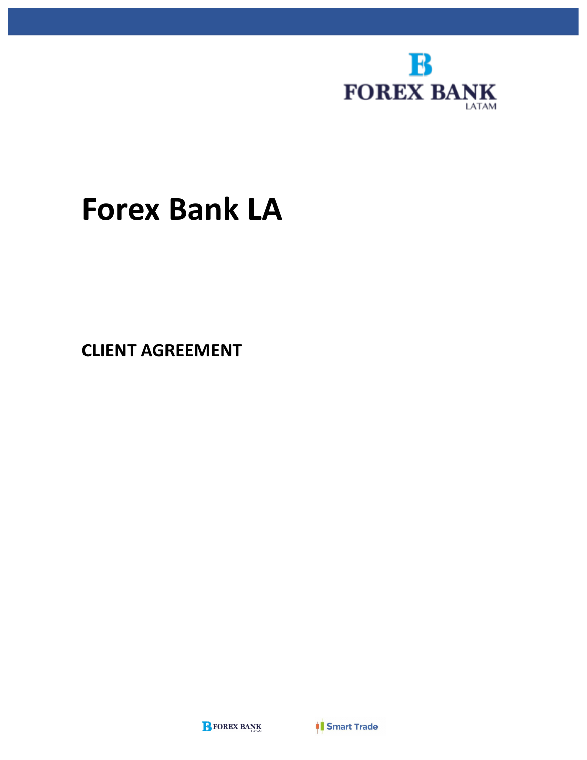# Forex Bank LA

## CLIENT AGREEMENT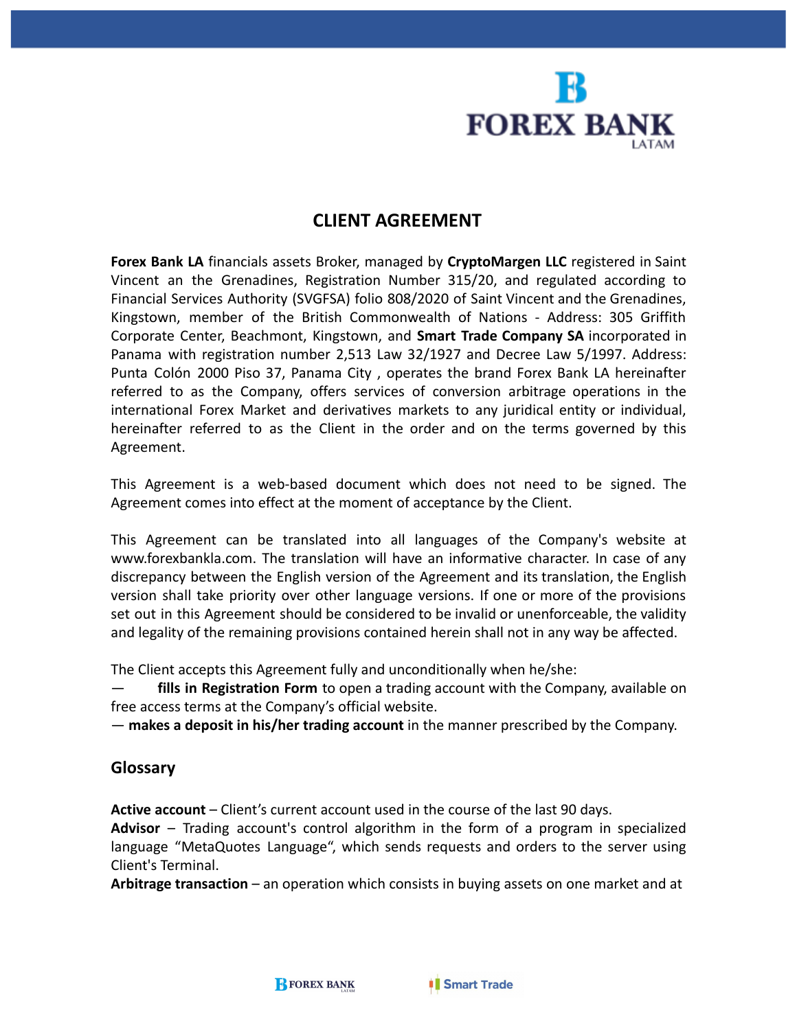# CLIENT AGREEMENT

**Forex Bank LA** financials assets Broker, managed by **CryptoMargen LLC** registered in Saint Vincent an the Grenadines, Registration Number 315/20, and regulated according to Financial Services Authority (SVGFSA) folio 808/2020 of Saint Vincent and the Grenadines, Kingstown, member of the British Commonwealth of Nations - Address: 305 Griffith Corporate Center, Beachmont, Kingstown, and **Smart Trade Company SA** incorporated in Panama with registration number 2,513 Law 32/1927 and Decree Law 5/1997. Address: Punta Colón 2000 Piso 37, Panama City , operates the brand Forex Bank LA hereinafter referred to as the Company, offers services of conversion arbitrage operations in the international Forex Market and derivatives markets to any juridical entity or individual, hereinafter referred to as the Client in the order and on the terms governed by this Agreement.

This Agreement is a web-based document which does not need to be signed. The Agreement comes into effect at the moment of acceptance by the Client.

This Agreement can be translated into all languages of the Company's website at www.forexbankla.com. The translation will have an informative character. In case of any discrepancy between the English version of the Agreement and its translation, the English version shall take priority over other language versions. If one or more of the provisions set out in this Agreement should be considered to be invalid or unenforceable, the validity and legality of the remaining provisions contained herein shall not in any way be affected.

The Client accepts this Agreement fully and unconditionally when he/she:

— **fills in Registration Form** to open a trading account with the Company, available on free access terms at the Company's official website.

— **makes a deposit in his/her trading account** in the manner prescribed by the Company.

## Glossary

**Active account** – Client's current account used in the course of the last 90 days.

**Advisor** – Trading account's control algorithm in the form of a program in specialized language "MetaQuotes Language", which sends requests and orders to the server using Client's Terminal.

**Arbitrage transaction** – an operation which consists in buying assets on one market and at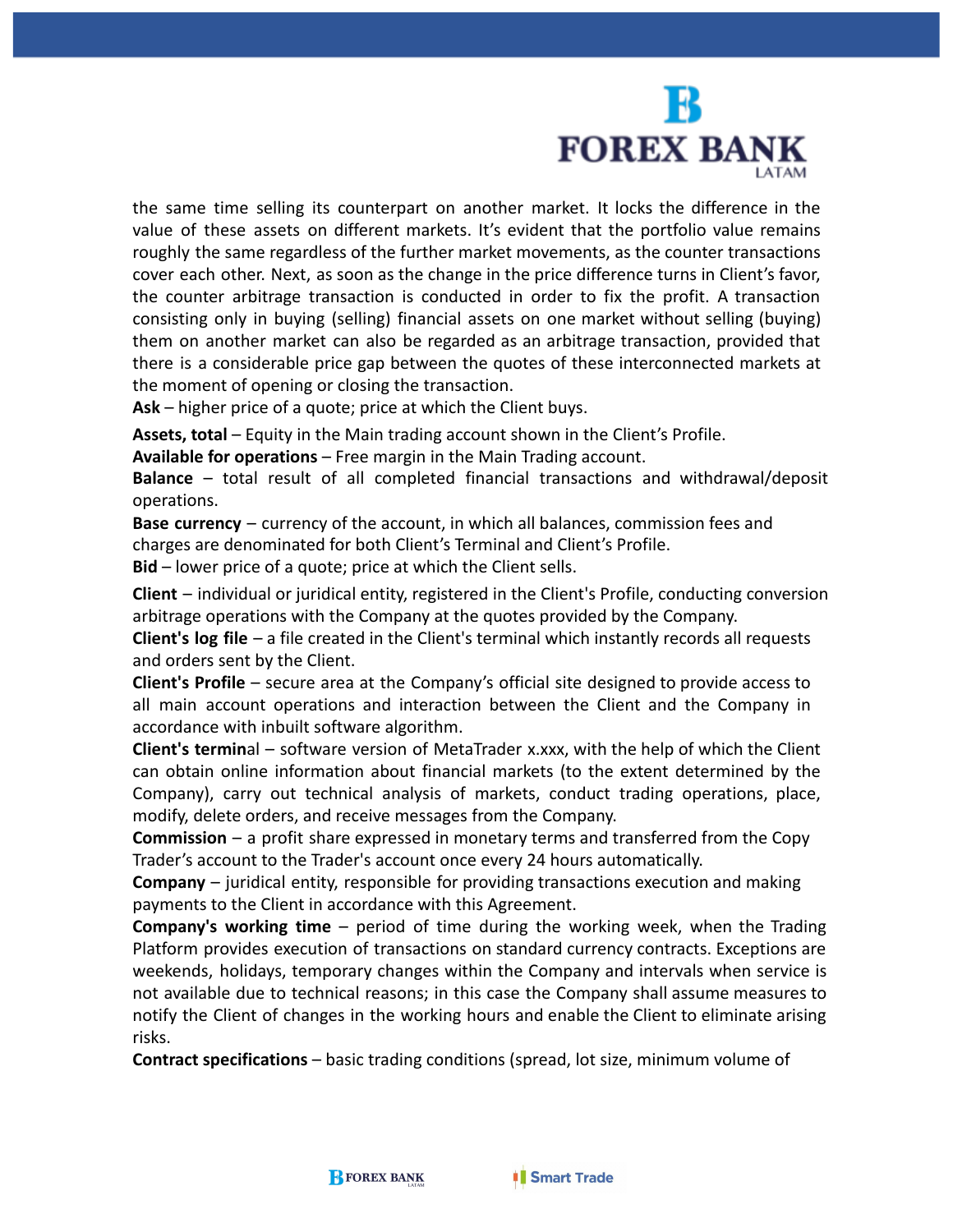the same time selling its counterpart on another market. It locks the difference in the value of these assets on different markets. It's evident that the portfolio value remains roughly the same regardless of the further market movements, as the counter transactions cover each other. Next, as soon as the change in the price difference turns in Client's favor, the counter arbitrage transaction is conducted in order to fix the profit. A transaction consisting only in buying (selling) financial assets on one market without selling (buying) them on another market can also be regarded as an arbitrage transaction, provided that there is a considerable price gap between the quotes of these interconnected markets at the moment of opening or closing the transaction.

**Ask** – higher price of a quote; price at which the Client buys.

**Assets, total** – Equity in the Main trading account shown in the Client's Profile.

**Available for operations** – Free margin in the Main Trading account.

**Balance** – total result of all completed financial transactions and withdrawal/deposit operations.

**Base currency** – currency of the account, in which all balances, commission fees and charges are denominated for both Client's Terminal and Client's Profile.

**Bid** – lower price of a quote; price at which the Client sells.

**Client** – individual or juridical entity, registered in the Client's Profile, conducting conversion arbitrage operations with the Company at the quotes provided by the Company.

**Client's log file** – a file created in the Client's terminal which instantly records all requests and orders sent by the Client.

**Client's Profile** – secure area at the Company's official site designed to provide access to all main account operations and interaction between the Client and the Company in accordance with inbuilt software algorithm.

**Client's terminal** – software version of MetaTrader x.xxx, with the help of which the Client can obtain online information about financial markets (to the extent determined by the Company), carry out technical analysis of markets, conduct trading operations, place, modify, delete orders, and receive messages from the Company.

**Commission** – a profit share expressed in monetary terms and transferred from the Copy Trader's account to the Trader's account once every 24 hours automatically.

**Company** – juridical entity, responsible for providing transactions execution and making payments to the Client in accordance with this Agreement.

**Company's working time** – period of time during the working week, when the Trading Platform provides execution of transactions on standard currency contracts. Exceptions are weekends, holidays, temporary changes within the Company and intervals when service is not available due to technical reasons; in this case the Company shall assume measures to notify the Client of changes in the working hours and enable the Client to eliminate arising risks.

**Contract specifications** – basic trading conditions (spread, lot size, minimum volume of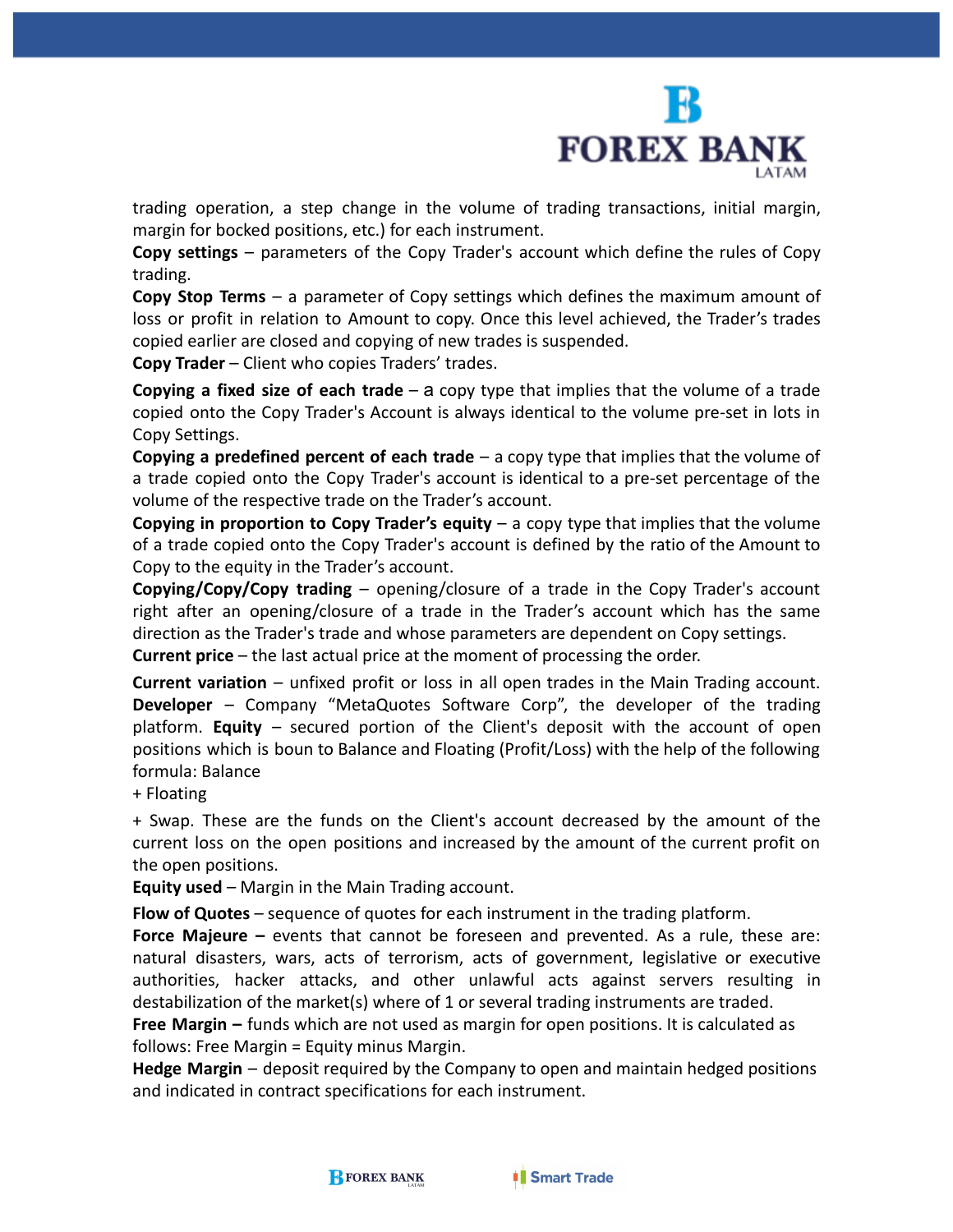trading operation, a step change in the volume of trading transactions, initial margin, margin for bocked positions, etc.) for each instrument.

**Copy settings** – parameters of the Copy Trader's account which define the rules of Copy trading.

**Copy Stop Terms** – a parameter of Copy settings which defines the maximum amount of loss or profit in relation to Amount to copy. Once this level achieved, the Trader's trades copied earlier are closed and copying of new trades is suspended.

**Copy Trader** – Client who copies Traders' trades.

**Copying a fixed size of each trade** – a copy type that implies that the volume of a trade copied onto the Copy Trader's Account is always identical to the volume pre-set in lots in Copy Settings.

**Copying a predefined percent of each trade** – a copy type that implies that the volume of a trade copied onto the Copy Trader's account is identical to a pre-set percentage of the volume of the respective trade on the Trader's account.

**Copying in proportion to Copy Trader's equity** – a copy type that implies that the volume of a trade copied onto the Copy Trader's account is defined by the ratio of the Amount to Copy to the equity in the Trader's account.

**Copying/Copy/Copy trading** – opening/closure of a trade in the Copy Trader's account right after an opening/closure of a trade in the Trader's account which has the same direction as the Trader's trade and whose parameters are dependent on Copy settings.

**Current price** – the last actual price at the moment of processing the order.

**Current variation** – unfixed profit or loss in all open trades in the Main Trading account. **Developer** – Company "MetaQuotes Software Corp", the developer of the trading platform. **Equity** – secured portion of the Client's deposit with the account of open positions which is boun to Balance and Floating (Profit/Loss) with the help of the following formula: Balance

+ Floating

+ Swap. These are the funds on the Client's account decreased by the amount of the current loss on the open positions and increased by the amount of the current profit on the open positions.

**Equity used** – Margin in the Main Trading account.

**Flow of Quotes** – sequence of quotes for each instrument in the trading platform.

**Force Majeure –** events that cannot be foreseen and prevented. As a rule, these are: natural disasters, wars, acts of terrorism, acts of government, legislative or executive authorities, hacker attacks, and other unlawful acts against servers resulting in destabilization of the market(s) where of 1 or several trading instruments are traded.

**Free Margin –** funds which are not used as margin for open positions. It is calculated as follows: Free Margin = Equity minus Margin.

**Hedge Margin** – deposit required by the Company to open and maintain hedged positions and indicated in contract specifications for each instrument.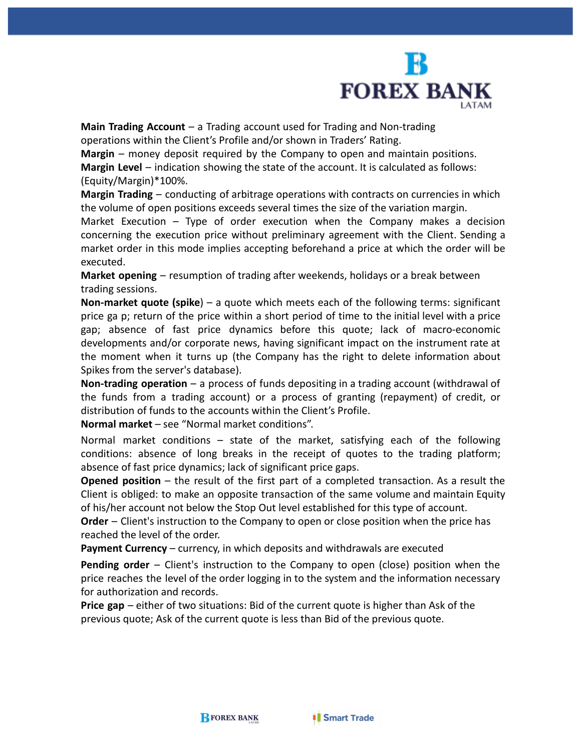**Main Trading Account** – a Trading account used for Trading and Non-trading operations within the Client's Profile and/or shown in Traders' Rating.

**Margin** – money deposit required by the Company to open and maintain positions.

**Margin Level** – indication showing the state of the account. It is calculated as follows: (Equity/Margin)*100%.

**Margin Trading** – conducting of arbitrage operations with contracts on currencies in which the volume of open positions exceeds several times the size of the variation margin.

Market Execution – Type of order execution when the Company makes a decision concerning the execution price without preliminary agreement with the Client. Sending a market order in this mode implies accepting beforehand a price at which the order will be executed.

**Market opening** – resumption of trading after weekends, holidays or a break between trading sessions.

**Non-market quote (spike**) – a quote which meets each of the following terms: significant price ga p; return of the price within a short period of time to the initial level with a price gap; absence of fast price dynamics before this quote; lack of macro-economic developments and/or corporate news, having significant impact on the instrument rate at the moment when it turns up (the Company has the right to delete information about Spikes from the server's database).

**Non-trading operation** – a process of funds depositing in a trading account (withdrawal of the funds from a trading account) or a process of granting (repayment) of credit, or distribution of funds to the accounts within the Client's Profile.

**Normal market** – see "Normal market conditions".

Normal market conditions – state of the market, satisfying each of the following conditions: absence of long breaks in the receipt of quotes to the trading platform; absence of fast price dynamics; lack of significant price gaps.

**Opened position** – the result of the first part of a completed transaction. As a result the Client is obliged: to make an opposite transaction of the same volume and maintain Equity of his/her account not below the Stop Out level established for this type of account.

**Order** – Client's instruction to the Company to open or close position when the price has reached the level of the order.

**Payment Currency** – currency, in which deposits and withdrawals are executed

**Pending order** – Client's instruction to the Company to open (close) position when the price reaches the level of the order logging in to the system and the information necessary for authorization and records.

**Price gap** – either of two situations: Bid of the current quote is higher than Ask of the previous quote; Ask of the current quote is less than Bid of the previous quote.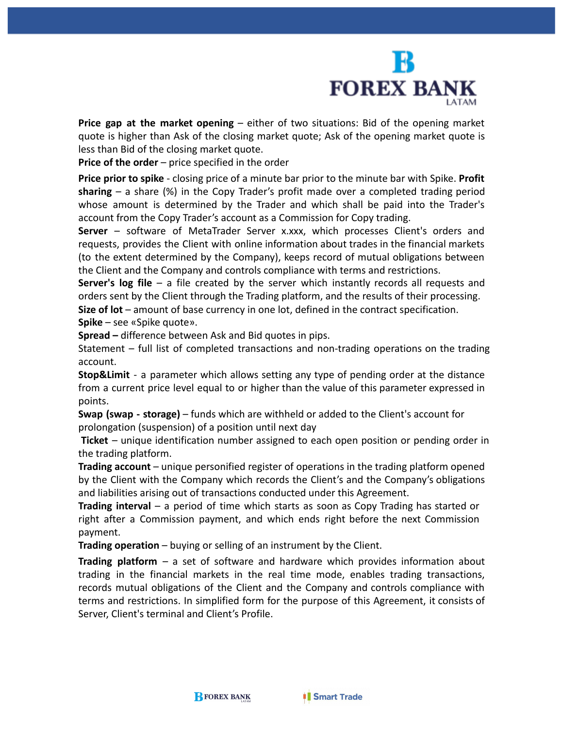**Price gap at the market opening** – either of two situations: Bid of the opening market quote is higher than Ask of the closing market quote; Ask of the opening market quote is less than Bid of the closing market quote.

**Price of the order** – price specified in the order

**Price prior to spike** - closing price of a minute bar prior to the minute bar with Spike. **Profit sharing** – a share (%) in the Copy Trader's profit made over a completed trading period whose amount is determined by the Trader and which shall be paid into the Trader's account from the Copy Trader's account as a Commission for Copy trading.

**Server** – software of MetaTrader Server x.xxx, which processes Client's orders and requests, provides the Client with online information about trades in the financial markets (to the extent determined by the Company), keeps record of mutual obligations between the Client and the Company and controls compliance with terms and restrictions.

**Server's log file** – a file created by the server which instantly records all requests and orders sent by the Client through the Trading platform, and the results of their processing.

**Size of lot** – amount of base currency in one lot, defined in the contract specification.

**Spike** – see «Spike quote».

**Spread –** difference between Ask and Bid quotes in pips.

Statement – full list of completed transactions and non-trading operations on the trading account.

**Stop&Limit** - a parameter which allows setting any type of pending order at the distance from a current price level equal to or higher than the value of this parameter expressed in points.

**Swap (swap - storage)** – funds which are withheld or added to the Client's account for prolongation (suspension) of a position until next day

**Ticket** – unique identification number assigned to each open position or pending order in the trading platform.

**Trading account** – unique personified register of operations in the trading platform opened by the Client with the Company which records the Client's and the Company's obligations and liabilities arising out of transactions conducted under this Agreement.

**Trading interval** – a period of time which starts as soon as Copy Trading has started or right after a Commission payment, and which ends right before the next Commission payment.

**Trading operation** – buying or selling of an instrument by the Client.

**Trading platform** – a set of software and hardware which provides information about trading in the financial markets in the real time mode, enables trading transactions, records mutual obligations of the Client and the Company and controls compliance with terms and restrictions. In simplified form for the purpose of this Agreement, it consists of Server, Client's terminal and Client's Profile.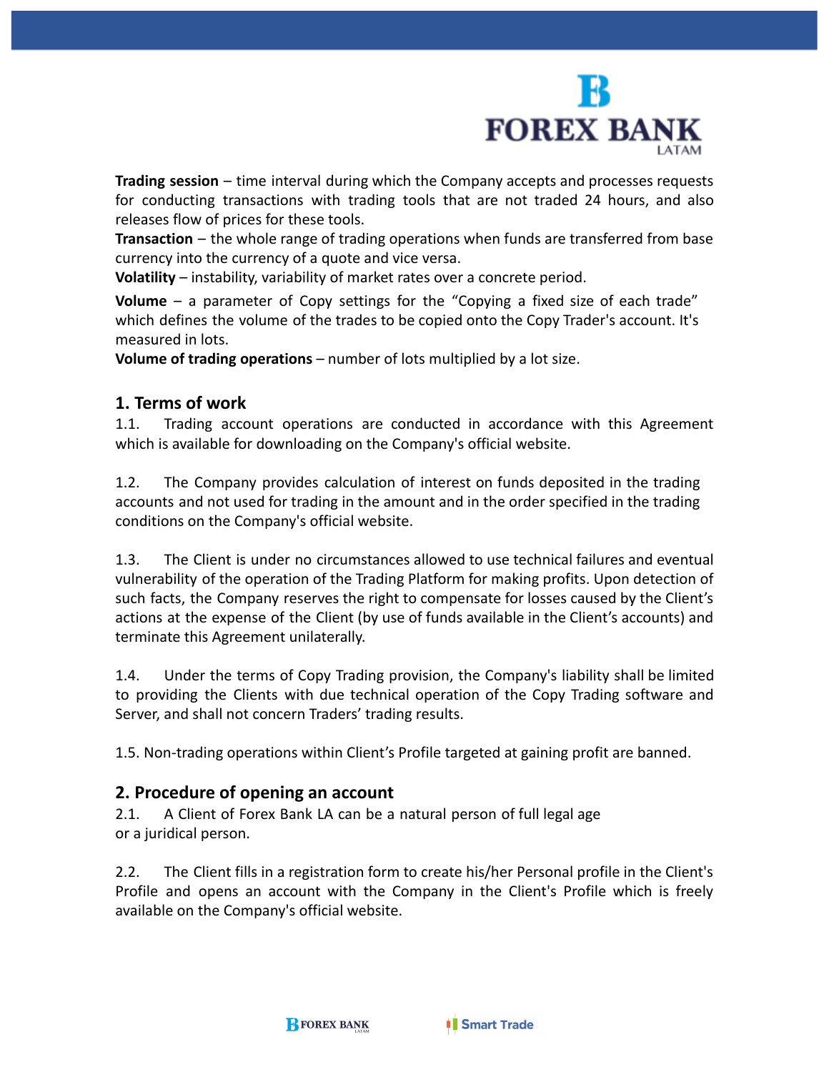**Trading session** – time interval during which the Company accepts and processes requests for conducting transactions with trading tools that are not traded 24 hours, and also releases flow of prices for these tools.

**Transaction** – the whole range of trading operations when funds are transferred from base currency into the currency of a quote and vice versa.

**Volatility** – instability, variability of market rates over a concrete period.

**Volume** – a parameter of Copy settings for the "Copying a fixed size of each trade" which defines the volume of the trades to be copied onto the Copy Trader's account. It's measured in lots.

**Volume of trading operations** – number of lots multiplied by a lot size.

## 1. Terms of work

1.1. Trading account operations are conducted in accordance with this Agreement which is available for downloading on the Company's official website.

1.2. The Company provides calculation of interest on funds deposited in the trading accounts and not used for trading in the amount and in the order specified in the trading conditions on the Company's official website.

1.3. The Client is under no circumstances allowed to use technical failures and eventual vulnerability of the operation of the Trading Platform for making profits. Upon detection of such facts, the Company reserves the right to compensate for losses caused by the Client's actions at the expense of the Client (by use of funds available in the Client's accounts) and terminate this Agreement unilaterally.

1.4. Under the terms of Copy Trading provision, the Company's liability shall be limited to providing the Clients with due technical operation of the Copy Trading software and Server, and shall not concern Traders' trading results.

1.5. Non-trading operations within Client's Profile targeted at gaining profit are banned.

## 2. Procedure of opening an account

2.1. A Client of Forex Bank LA can be a natural person of full legal age or a juridical person.

2.2. The Client fills in a registration form to create his/her Personal profile in the Client's Profile and opens an account with the Company in the Client's Profile which is freely available on the Company's official website.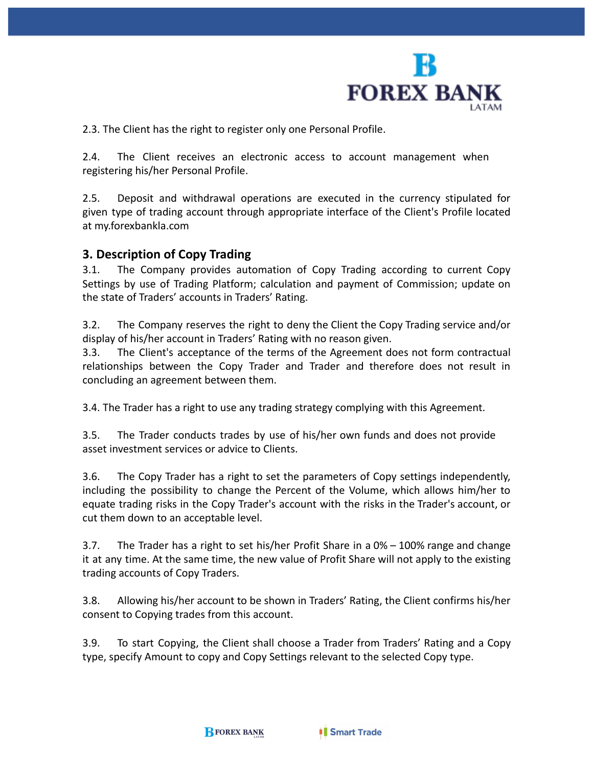2.3. The Client has the right to register only one Personal Profile.

2.4. The Client receives an electronic access to account management when registering his/her Personal Profile.

2.5. Deposit and withdrawal operations are executed in the currency stipulated for given type of trading account through appropriate interface of the Client's Profile located at my.forexbankla.com

## 3. Description of Copy Trading

3.1. The Company provides automation of Copy Trading according to current Copy Settings by use of Trading Platform; calculation and payment of Commission; update on the state of Traders' accounts in Traders' Rating.

3.2. The Company reserves the right to deny the Client the Copy Trading service and/or display of his/her account in Traders' Rating with no reason given.

3.3. The Client's acceptance of the terms of the Agreement does not form contractual relationships between the Copy Trader and Trader and therefore does not result in concluding an agreement between them.

3.4. The Trader has a right to use any trading strategy complying with this Agreement.

3.5. The Trader conducts trades by use of his/her own funds and does not provide asset investment services or advice to Clients.

3.6. The Copy Trader has a right to set the parameters of Copy settings independently, including the possibility to change the Percent of the Volume, which allows him/her to equate trading risks in the Copy Trader's account with the risks in the Trader's account, or cut them down to an acceptable level.

3.7. The Trader has a right to set his/her Profit Share in a 0% – 100% range and change it at any time. At the same time, the new value of Profit Share will not apply to the existing trading accounts of Copy Traders.

3.8. Allowing his/her account to be shown in Traders' Rating, the Client confirms his/her consent to Copying trades from this account.

3.9. To start Copying, the Client shall choose a Trader from Traders' Rating and a Copy type, specify Amount to copy and Copy Settings relevant to the selected Copy type.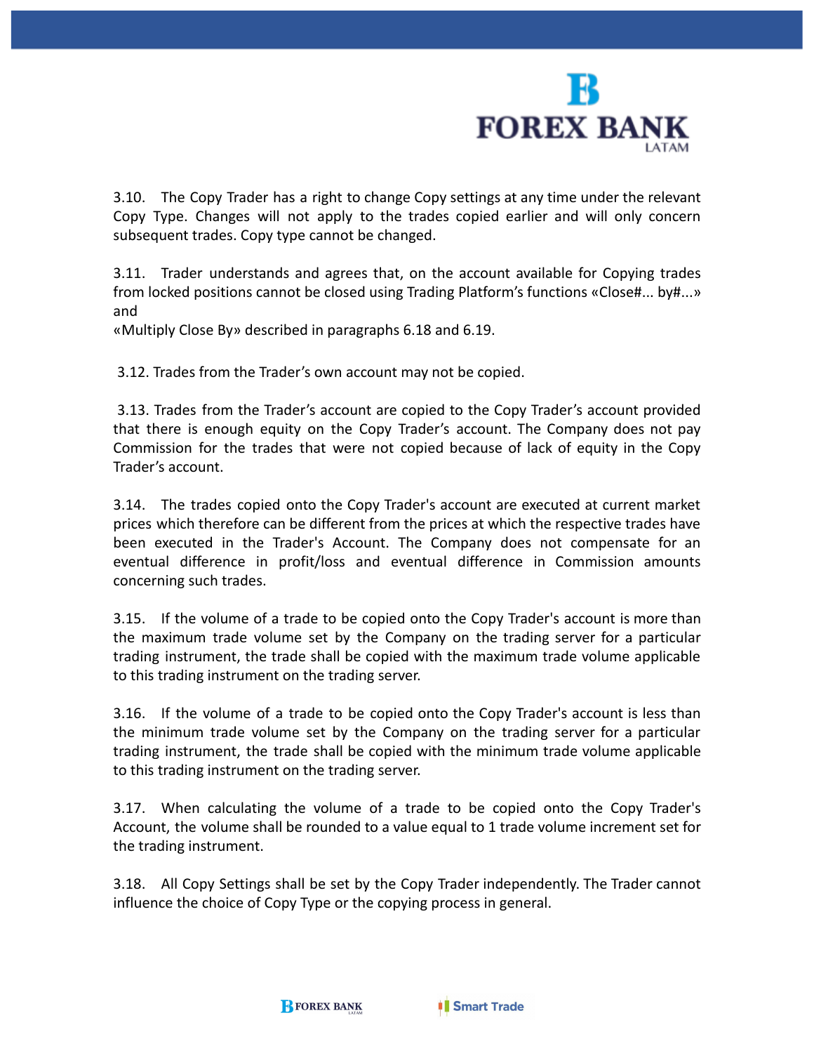3.10. The Copy Trader has a right to change Copy settings at any time under the relevant Copy Type. Changes will not apply to the trades copied earlier and will only concern subsequent trades. Copy type cannot be changed.

3.11. Trader understands and agrees that, on the account available for Copying trades from locked positions cannot be closed using Trading Platform's functions «Close#... by#...» and
«Multiply Close By» described in paragraphs 6.18 and 6.19.

3.12. Trades from the Trader's own account may not be copied.

3.13. Trades from the Trader's account are copied to the Copy Trader's account provided that there is enough equity on the Copy Trader's account. The Company does not pay Commission for the trades that were not copied because of lack of equity in the Copy Trader's account.

3.14. The trades copied onto the Copy Trader's account are executed at current market prices which therefore can be different from the prices at which the respective trades have been executed in the Trader's Account. The Company does not compensate for an eventual difference in profit/loss and eventual difference in Commission amounts concerning such trades.

3.15. If the volume of a trade to be copied onto the Copy Trader's account is more than the maximum trade volume set by the Company on the trading server for a particular trading instrument, the trade shall be copied with the maximum trade volume applicable to this trading instrument on the trading server.

3.16. If the volume of a trade to be copied onto the Copy Trader's account is less than the minimum trade volume set by the Company on the trading server for a particular trading instrument, the trade shall be copied with the minimum trade volume applicable to this trading instrument on the trading server.

3.17. When calculating the volume of a trade to be copied onto the Copy Trader's Account, the volume shall be rounded to a value equal to 1 trade volume increment set for the trading instrument.

3.18. All Copy Settings shall be set by the Copy Trader independently. The Trader cannot influence the choice of Copy Type or the copying process in general.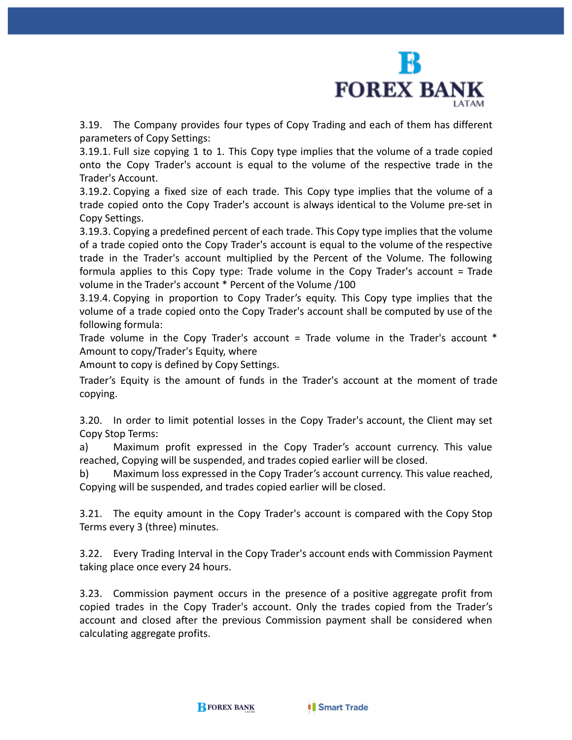3.19. The Company provides four types of Copy Trading and each of them has different parameters of Copy Settings:

3.19.1. Full size copying 1 to 1. This Copy type implies that the volume of a trade copied onto the Copy Trader's account is equal to the volume of the respective trade in the Trader's Account.

3.19.2. Copying a fixed size of each trade. This Copy type implies that the volume of a trade copied onto the Copy Trader's account is always identical to the Volume pre-set in Copy Settings.

3.19.3. Copying a predefined percent of each trade. This Copy type implies that the volume of a trade copied onto the Copy Trader's account is equal to the volume of the respective trade in the Trader's account multiplied by the Percent of the Volume. The following formula applies to this Copy type: Trade volume in the Copy Trader's account = Trade volume in the Trader's account * Percent of the Volume /100

3.19.4. Copying in proportion to Copy Trader's equity. This Copy type implies that the volume of a trade copied onto the Copy Trader's account shall be computed by use of the following formula:

Trade volume in the Copy Trader's account = Trade volume in the Trader's account * Amount to copy/Trader's Equity, where

Amount to copy is defined by Copy Settings.

Trader's Equity is the amount of funds in the Trader's account at the moment of trade copying.

3.20. In order to limit potential losses in the Copy Trader's account, the Client may set Copy Stop Terms:

a) Maximum profit expressed in the Copy Trader's account currency. This value reached, Copying will be suspended, and trades copied earlier will be closed.

b) Maximum loss expressed in the Copy Trader's account currency. This value reached, Copying will be suspended, and trades copied earlier will be closed.

3.21. The equity amount in the Copy Trader's account is compared with the Copy Stop Terms every 3 (three) minutes.

3.22. Every Trading Interval in the Copy Trader's account ends with Commission Payment taking place once every 24 hours.

3.23. Commission payment occurs in the presence of a positive aggregate profit from copied trades in the Copy Trader's account. Only the trades copied from the Trader's account and closed after the previous Commission payment shall be considered when calculating aggregate profits.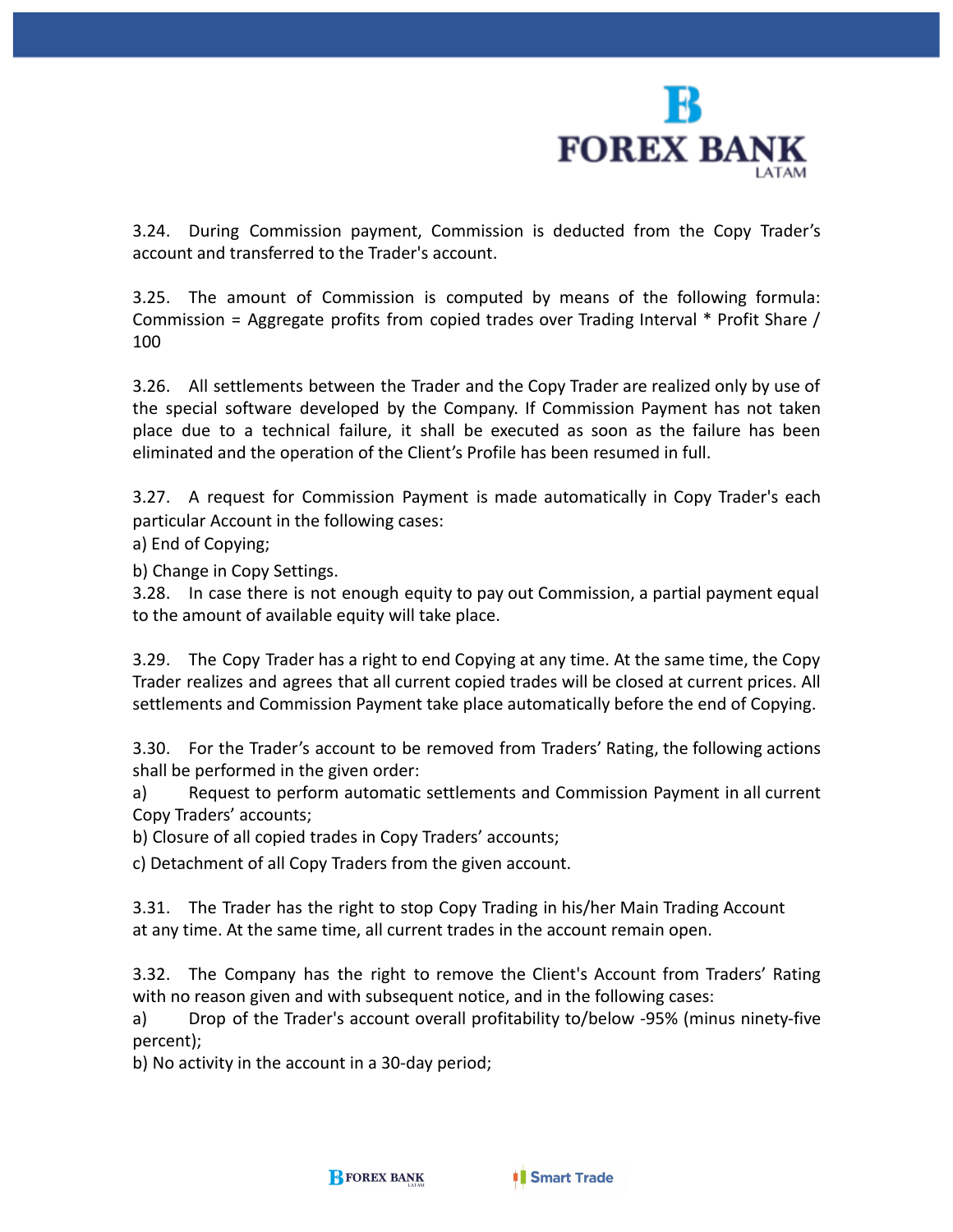3.24. During Commission payment, Commission is deducted from the Copy Trader's account and transferred to the Trader's account.

3.25. The amount of Commission is computed by means of the following formula: Commission = Aggregate profits from copied trades over Trading Interval * Profit Share / 100

3.26. All settlements between the Trader and the Copy Trader are realized only by use of the special software developed by the Company. If Commission Payment has not taken place due to a technical failure, it shall be executed as soon as the failure has been eliminated and the operation of the Client's Profile has been resumed in full.

3.27. A request for Commission Payment is made automatically in Copy Trader's each particular Account in the following cases:

a) End of Copying;

b) Change in Copy Settings.

3.28. In case there is not enough equity to pay out Commission, a partial payment equal to the amount of available equity will take place.

3.29. The Copy Trader has a right to end Copying at any time. At the same time, the Copy Trader realizes and agrees that all current copied trades will be closed at current prices. All settlements and Commission Payment take place automatically before the end of Copying.

3.30. For the Trader's account to be removed from Traders' Rating, the following actions shall be performed in the given order:

a) Request to perform automatic settlements and Commission Payment in all current Copy Traders' accounts;

b) Closure of all copied trades in Copy Traders' accounts;

c) Detachment of all Copy Traders from the given account.

3.31. The Trader has the right to stop Copy Trading in his/her Main Trading Account at any time. At the same time, all current trades in the account remain open.

3.32. The Company has the right to remove the Client's Account from Traders' Rating with no reason given and with subsequent notice, and in the following cases:

a) Drop of the Trader's account overall profitability to/below -95% (minus ninety-five percent);

b) No activity in the account in a 30-day period;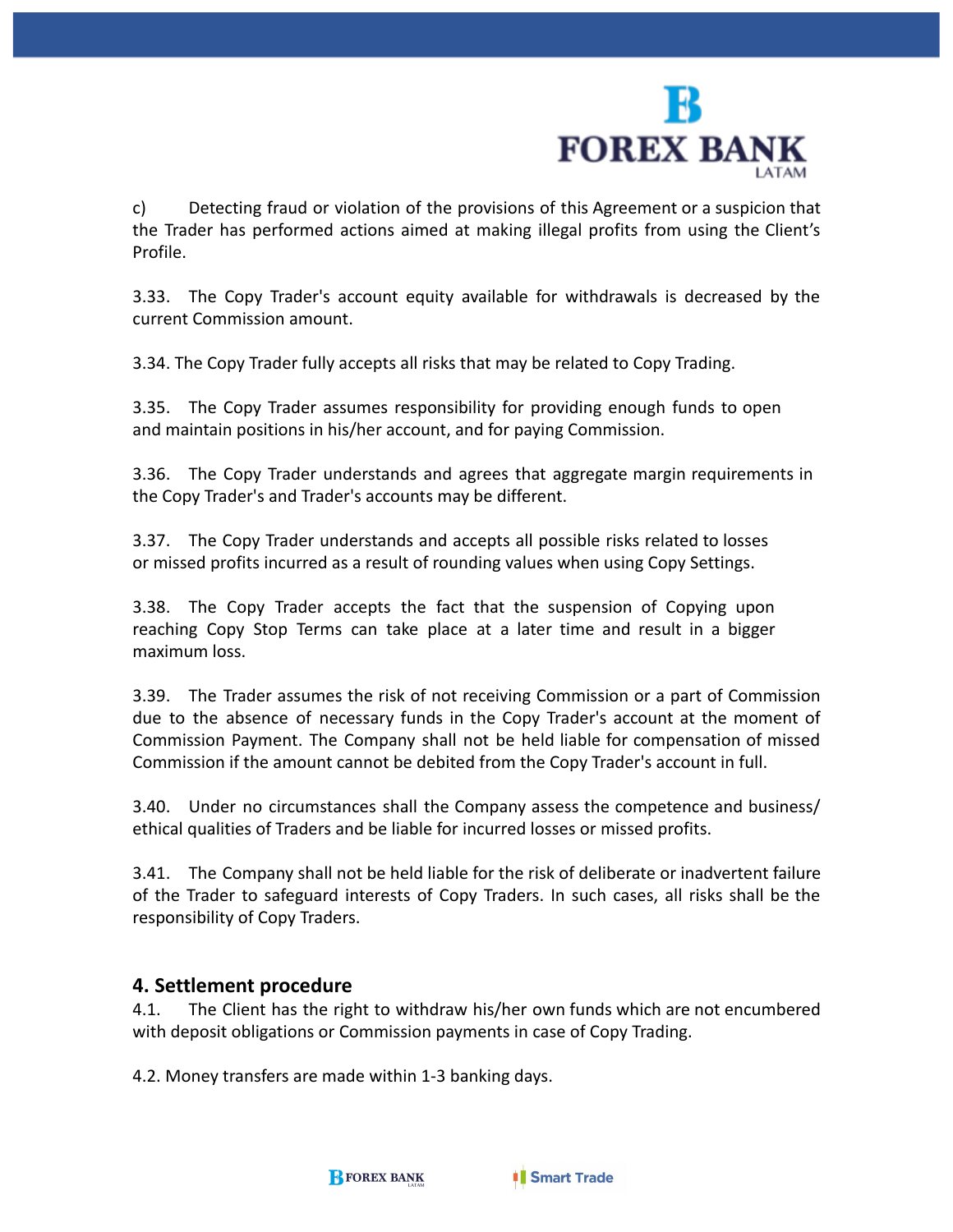c) Detecting fraud or violation of the provisions of this Agreement or a suspicion that the Trader has performed actions aimed at making illegal profits from using the Client's Profile.

3.33. The Copy Trader's account equity available for withdrawals is decreased by the current Commission amount.

3.34. The Copy Trader fully accepts all risks that may be related to Copy Trading.

3.35. The Copy Trader assumes responsibility for providing enough funds to open and maintain positions in his/her account, and for paying Commission.

3.36. The Copy Trader understands and agrees that aggregate margin requirements in the Copy Trader's and Trader's accounts may be different.

3.37. The Copy Trader understands and accepts all possible risks related to losses or missed profits incurred as a result of rounding values when using Copy Settings.

3.38. The Copy Trader accepts the fact that the suspension of Copying upon reaching Copy Stop Terms can take place at a later time and result in a bigger maximum loss.

3.39. The Trader assumes the risk of not receiving Commission or a part of Commission due to the absence of necessary funds in the Copy Trader's account at the moment of Commission Payment. The Company shall not be held liable for compensation of missed Commission if the amount cannot be debited from the Copy Trader's account in full.

3.40. Under no circumstances shall the Company assess the competence and business/ ethical qualities of Traders and be liable for incurred losses or missed profits.

3.41. The Company shall not be held liable for the risk of deliberate or inadvertent failure of the Trader to safeguard interests of Copy Traders. In such cases, all risks shall be the responsibility of Copy Traders.

## 4. Settlement procedure

4.1. The Client has the right to withdraw his/her own funds which are not encumbered with deposit obligations or Commission payments in case of Copy Trading.

4.2. Money transfers are made within 1-3 banking days.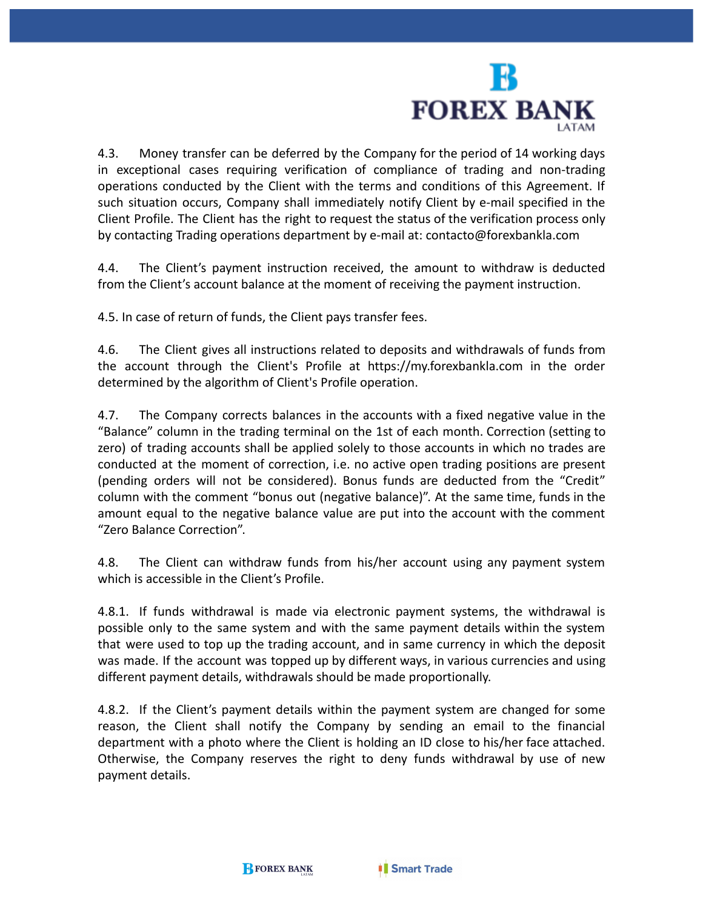4.3. Money transfer can be deferred by the Company for the period of 14 working days in exceptional cases requiring verification of compliance of trading and non-trading operations conducted by the Client with the terms and conditions of this Agreement. If such situation occurs, Company shall immediately notify Client by e-mail specified in the Client Profile. The Client has the right to request the status of the verification process only by contacting Trading operations department by e-mail at: contacto@forexbankla.com

4.4. The Client's payment instruction received, the amount to withdraw is deducted from the Client's account balance at the moment of receiving the payment instruction.

4.5. In case of return of funds, the Client pays transfer fees.

4.6. The Client gives all instructions related to deposits and withdrawals of funds from the account through the Client's Profile at https://my.forexbankla.com in the order determined by the algorithm of Client's Profile operation.

4.7. The Company corrects balances in the accounts with a fixed negative value in the "Balance" column in the trading terminal on the 1st of each month. Correction (setting to zero) of trading accounts shall be applied solely to those accounts in which no trades are conducted at the moment of correction, i.e. no active open trading positions are present (pending orders will not be considered). Bonus funds are deducted from the "Credit" column with the comment "bonus out (negative balance)". At the same time, funds in the amount equal to the negative balance value are put into the account with the comment "Zero Balance Correction".

4.8. The Client can withdraw funds from his/her account using any payment system which is accessible in the Client's Profile.

4.8.1. If funds withdrawal is made via electronic payment systems, the withdrawal is possible only to the same system and with the same payment details within the system that were used to top up the trading account, and in same currency in which the deposit was made. If the account was topped up by different ways, in various currencies and using different payment details, withdrawals should be made proportionally.

4.8.2. If the Client's payment details within the payment system are changed for some reason, the Client shall notify the Company by sending an email to the financial department with a photo where the Client is holding an ID close to his/her face attached. Otherwise, the Company reserves the right to deny funds withdrawal by use of new payment details.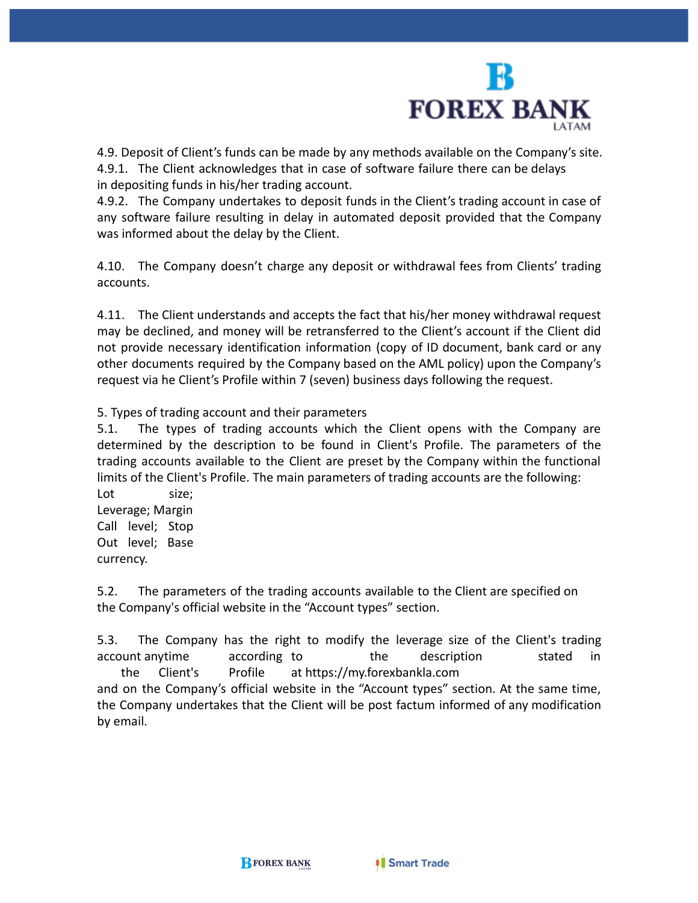4.9. Deposit of Client's funds can be made by any methods available on the Company's site.
4.9.1. The Client acknowledges that in case of software failure there can be delays in depositing funds in his/her trading account.
4.9.2. The Company undertakes to deposit funds in the Client's trading account in case of any software failure resulting in delay in automated deposit provided that the Company was informed about the delay by the Client.

4.10. The Company doesn't charge any deposit or withdrawal fees from Clients' trading accounts.

4.11. The Client understands and accepts the fact that his/her money withdrawal request may be declined, and money will be retransferred to the Client's account if the Client did not provide necessary identification information (copy of ID document, bank card or any other documents required by the Company based on the AML policy) upon the Company's request via he Client's Profile within 7 (seven) business days following the request.

5. Types of trading account and their parameters

5.1. The types of trading accounts which the Client opens with the Company are determined by the description to be found in Client's Profile. The parameters of the trading accounts available to the Client are preset by the Company within the functional limits of the Client's Profile. The main parameters of trading accounts are the following:
Lot size;
Leverage; Margin Call level; Stop Out level; Base currency.

5.2. The parameters of the trading accounts available to the Client are specified on the Company's official website in the "Account types" section.

5.3. The Company has the right to modify the leverage size of the Client's trading account anytime according to the description stated in the Client's Profile at https://my.forexbankla.com and on the Company's official website in the "Account types" section. At the same time, the Company undertakes that the Client will be post factum informed of any modification by email.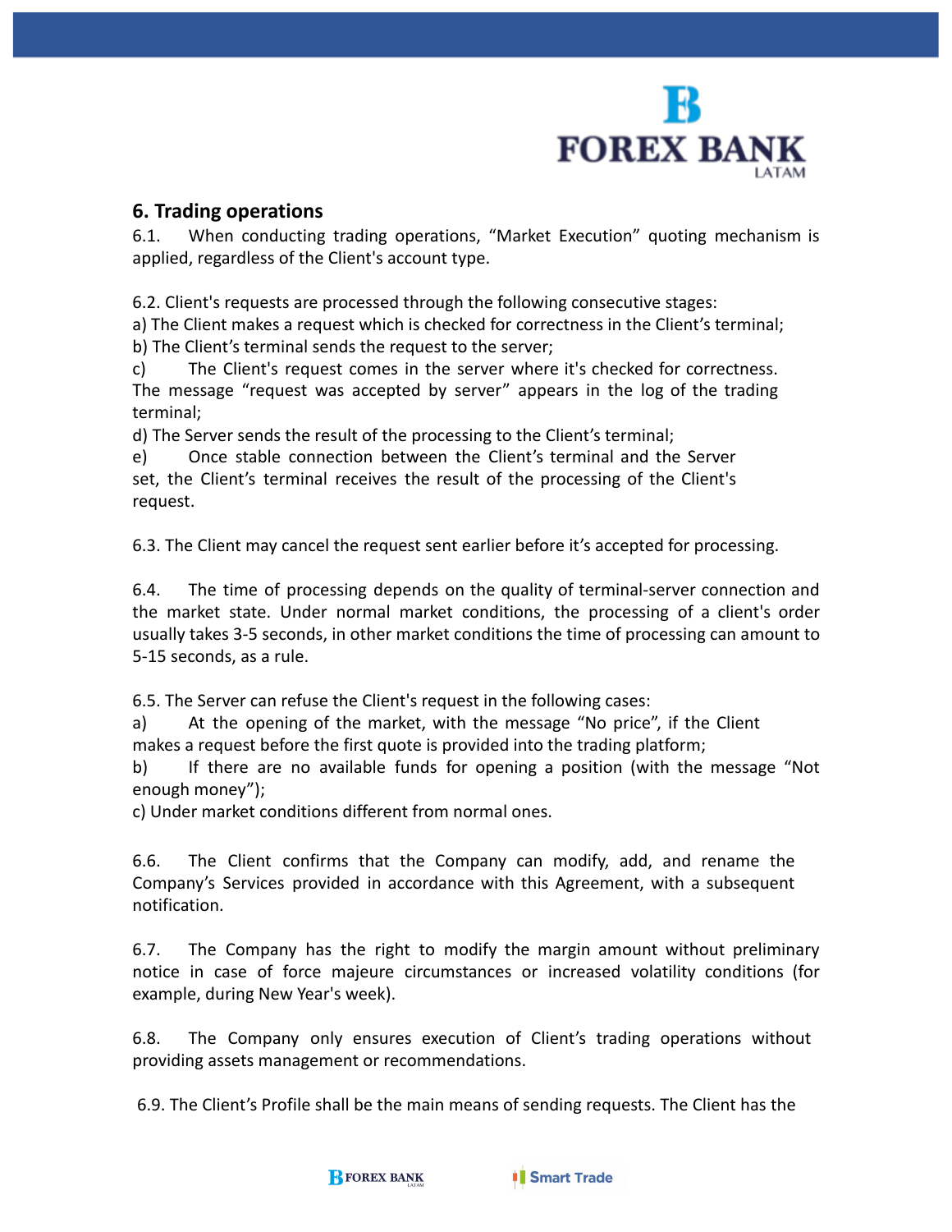## 6. Trading operations

6.1. When conducting trading operations, "Market Execution" quoting mechanism is applied, regardless of the Client's account type.

6.2. Client's requests are processed through the following consecutive stages:

a) The Client makes a request which is checked for correctness in the Client's terminal;

b) The Client's terminal sends the request to the server;

c) The Client's request comes in the server where it's checked for correctness. The message "request was accepted by server" appears in the log of the trading terminal;

d) The Server sends the result of the processing to the Client's terminal;

e) Once stable connection between the Client's terminal and the Server set, the Client's terminal receives the result of the processing of the Client's request.

6.3. The Client may cancel the request sent earlier before it's accepted for processing.

6.4. The time of processing depends on the quality of terminal-server connection and the market state. Under normal market conditions, the processing of a client's order usually takes 3-5 seconds, in other market conditions the time of processing can amount to 5-15 seconds, as a rule.

6.5. The Server can refuse the Client's request in the following cases:

a) At the opening of the market, with the message "No price", if the Client makes a request before the first quote is provided into the trading platform;

b) If there are no available funds for opening a position (with the message "Not enough money");

c) Under market conditions different from normal ones.

6.6. The Client confirms that the Company can modify, add, and rename the Company's Services provided in accordance with this Agreement, with a subsequent notification.

6.7. The Company has the right to modify the margin amount without preliminary notice in case of force majeure circumstances or increased volatility conditions (for example, during New Year's week).

6.8. The Company only ensures execution of Client's trading operations without providing assets management or recommendations.

6.9. The Client's Profile shall be the main means of sending requests. The Client has the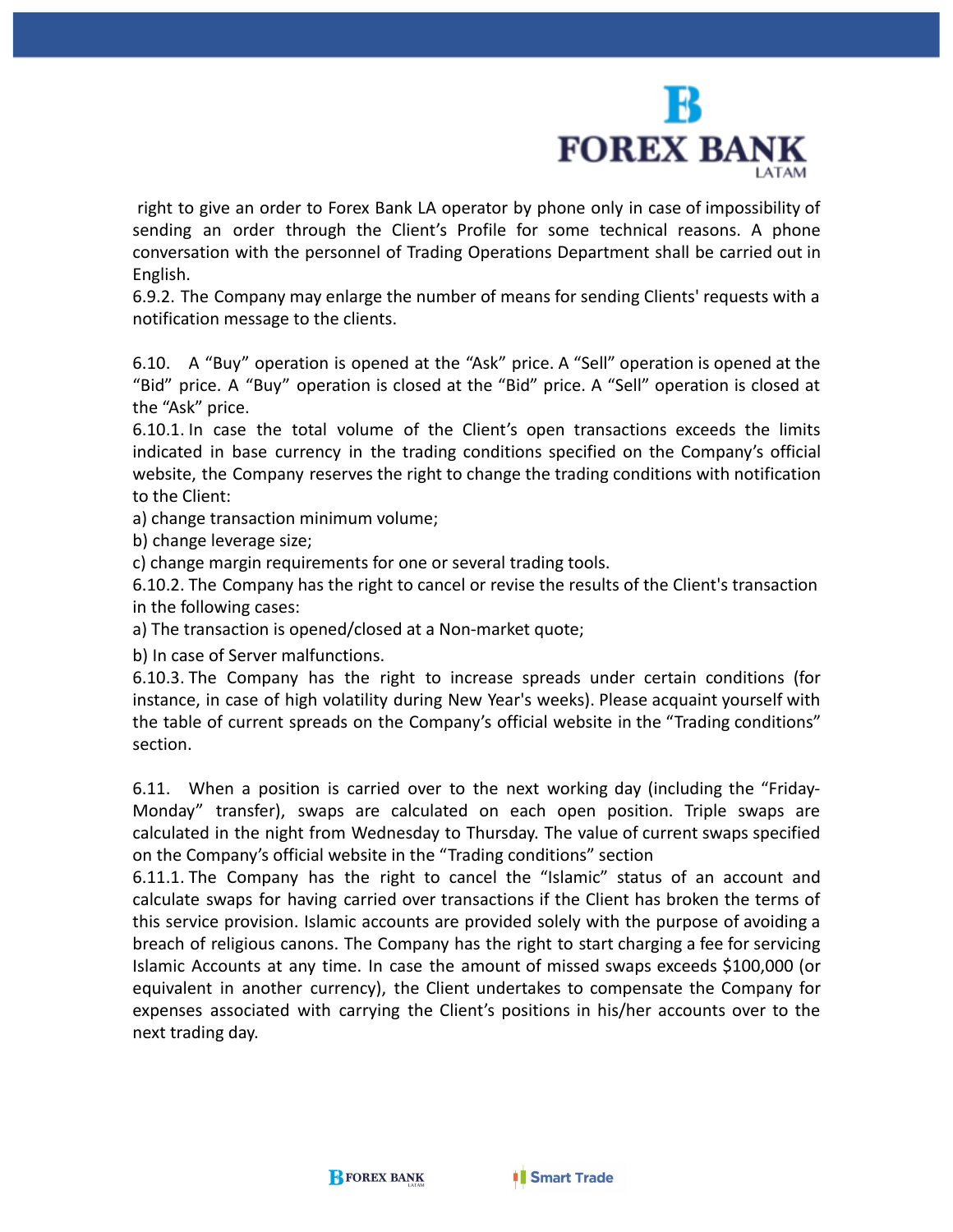right to give an order to Forex Bank LA operator by phone only in case of impossibility of sending an order through the Client's Profile for some technical reasons. A phone conversation with the personnel of Trading Operations Department shall be carried out in English.

6.9.2. The Company may enlarge the number of means for sending Clients' requests with a notification message to the clients.

6.10. A "Buy" operation is opened at the "Ask" price. A "Sell" operation is opened at the "Bid" price. A "Buy" operation is closed at the "Bid" price. A "Sell" operation is closed at the "Ask" price.

6.10.1. In case the total volume of the Client's open transactions exceeds the limits indicated in base currency in the trading conditions specified on the Company's official website, the Company reserves the right to change the trading conditions with notification to the Client:

a) change transaction minimum volume;

b) change leverage size;

c) change margin requirements for one or several trading tools.

6.10.2. The Company has the right to cancel or revise the results of the Client's transaction in the following cases:

a) The transaction is opened/closed at a Non-market quote;

b) In case of Server malfunctions.

6.10.3. The Company has the right to increase spreads under certain conditions (for instance, in case of high volatility during New Year's weeks). Please acquaint yourself with the table of current spreads on the Company's official website in the "Trading conditions" section.

6.11. When a position is carried over to the next working day (including the "Friday-Monday" transfer), swaps are calculated on each open position. Triple swaps are calculated in the night from Wednesday to Thursday. The value of current swaps specified on the Company's official website in the "Trading conditions" section

6.11.1. The Company has the right to cancel the "Islamic" status of an account and calculate swaps for having carried over transactions if the Client has broken the terms of this service provision. Islamic accounts are provided solely with the purpose of avoiding a breach of religious canons. The Company has the right to start charging a fee for servicing Islamic Accounts at any time. In case the amount of missed swaps exceeds $100,000 (or equivalent in another currency), the Client undertakes to compensate the Company for expenses associated with carrying the Client's positions in his/her accounts over to the next trading day.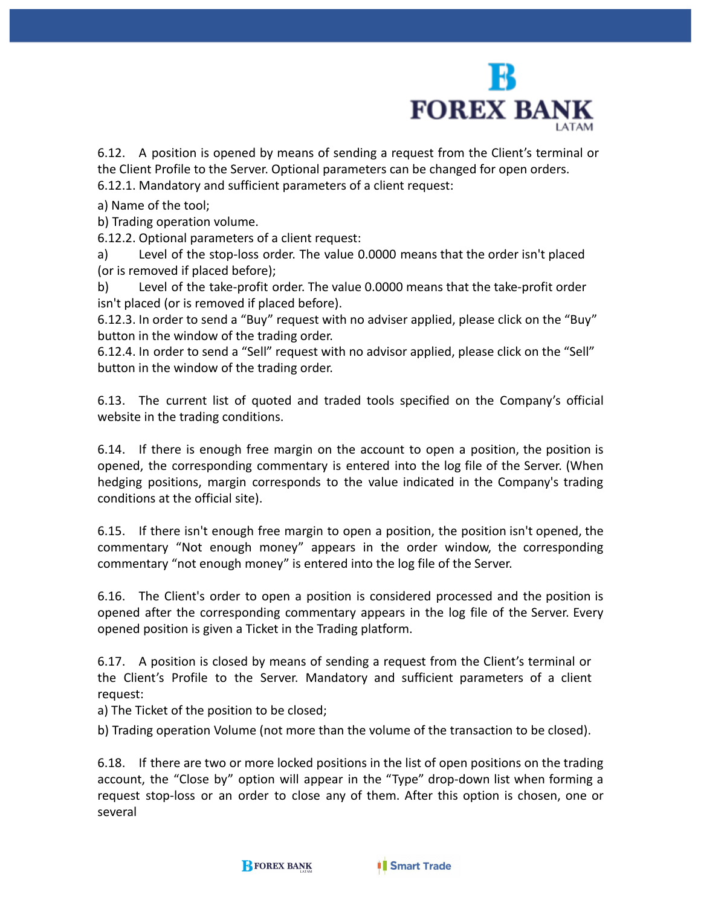6.12. A position is opened by means of sending a request from the Client's terminal or the Client Profile to the Server. Optional parameters can be changed for open orders.

6.12.1. Mandatory and sufficient parameters of a client request:

a) Name of the tool;

b) Trading operation volume.

6.12.2. Optional parameters of a client request:

a) Level of the stop-loss order. The value 0.0000 means that the order isn't placed (or is removed if placed before);

b) Level of the take-profit order. The value 0.0000 means that the take-profit order isn't placed (or is removed if placed before).

6.12.3. In order to send a "Buy" request with no adviser applied, please click on the "Buy" button in the window of the trading order.

6.12.4. In order to send a "Sell" request with no advisor applied, please click on the "Sell" button in the window of the trading order.

6.13. The current list of quoted and traded tools specified on the Company's official website in the trading conditions.

6.14. If there is enough free margin on the account to open a position, the position is opened, the corresponding commentary is entered into the log file of the Server. (When hedging positions, margin corresponds to the value indicated in the Company's trading conditions at the official site).

6.15. If there isn't enough free margin to open a position, the position isn't opened, the commentary "Not enough money" appears in the order window, the corresponding commentary "not enough money" is entered into the log file of the Server.

6.16. The Client's order to open a position is considered processed and the position is opened after the corresponding commentary appears in the log file of the Server. Every opened position is given a Ticket in the Trading platform.

6.17. A position is closed by means of sending a request from the Client's terminal or the Client's Profile to the Server. Mandatory and sufficient parameters of a client request:

a) The Ticket of the position to be closed;

b) Trading operation Volume (not more than the volume of the transaction to be closed).

6.18. If there are two or more locked positions in the list of open positions on the trading account, the "Close by" option will appear in the "Type" drop-down list when forming a request stop-loss or an order to close any of them. After this option is chosen, one or several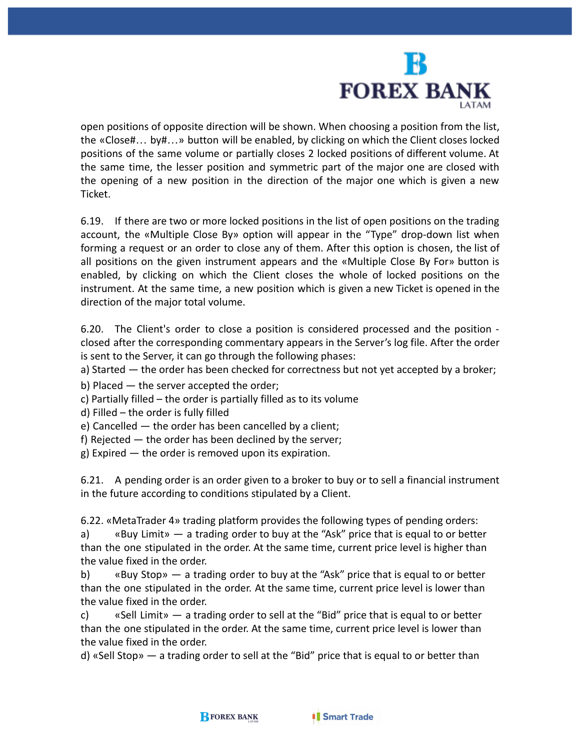open positions of opposite direction will be shown. When choosing a position from the list, the «Close#… by#…» button will be enabled, by clicking on which the Client closes locked positions of the same volume or partially closes 2 locked positions of different volume. At the same time, the lesser position and symmetric part of the major one are closed with the opening of a new position in the direction of the major one which is given a new Ticket.

6.19. If there are two or more locked positions in the list of open positions on the trading account, the «Multiple Close By» option will appear in the "Type" drop-down list when forming a request or an order to close any of them. After this option is chosen, the list of all positions on the given instrument appears and the «Multiple Close By For» button is enabled, by clicking on which the Client closes the whole of locked positions on the instrument. At the same time, a new position which is given a new Ticket is opened in the direction of the major total volume.

6.20. The Client's order to close a position is considered processed and the position - closed after the corresponding commentary appears in the Server's log file. After the order is sent to the Server, it can go through the following phases:

a) Started — the order has been checked for correctness but not yet accepted by a broker;

b) Placed — the server accepted the order;

c) Partially filled – the order is partially filled as to its volume

d) Filled – the order is fully filled

e) Cancelled — the order has been cancelled by a client;

f) Rejected — the order has been declined by the server;

g) Expired — the order is removed upon its expiration.

6.21. A pending order is an order given to a broker to buy or to sell a financial instrument in the future according to conditions stipulated by a Client.

6.22. «MetaTrader 4» trading platform provides the following types of pending orders:

a) «Buy Limit» — a trading order to buy at the "Ask" price that is equal to or better than the one stipulated in the order. At the same time, current price level is higher than the value fixed in the order.

b) «Buy Stop» — a trading order to buy at the "Ask" price that is equal to or better than the one stipulated in the order. At the same time, current price level is lower than the value fixed in the order.

c) «Sell Limit» — a trading order to sell at the "Bid" price that is equal to or better than the one stipulated in the order. At the same time, current price level is lower than the value fixed in the order.

d) «Sell Stop» — a trading order to sell at the "Bid" price that is equal to or better than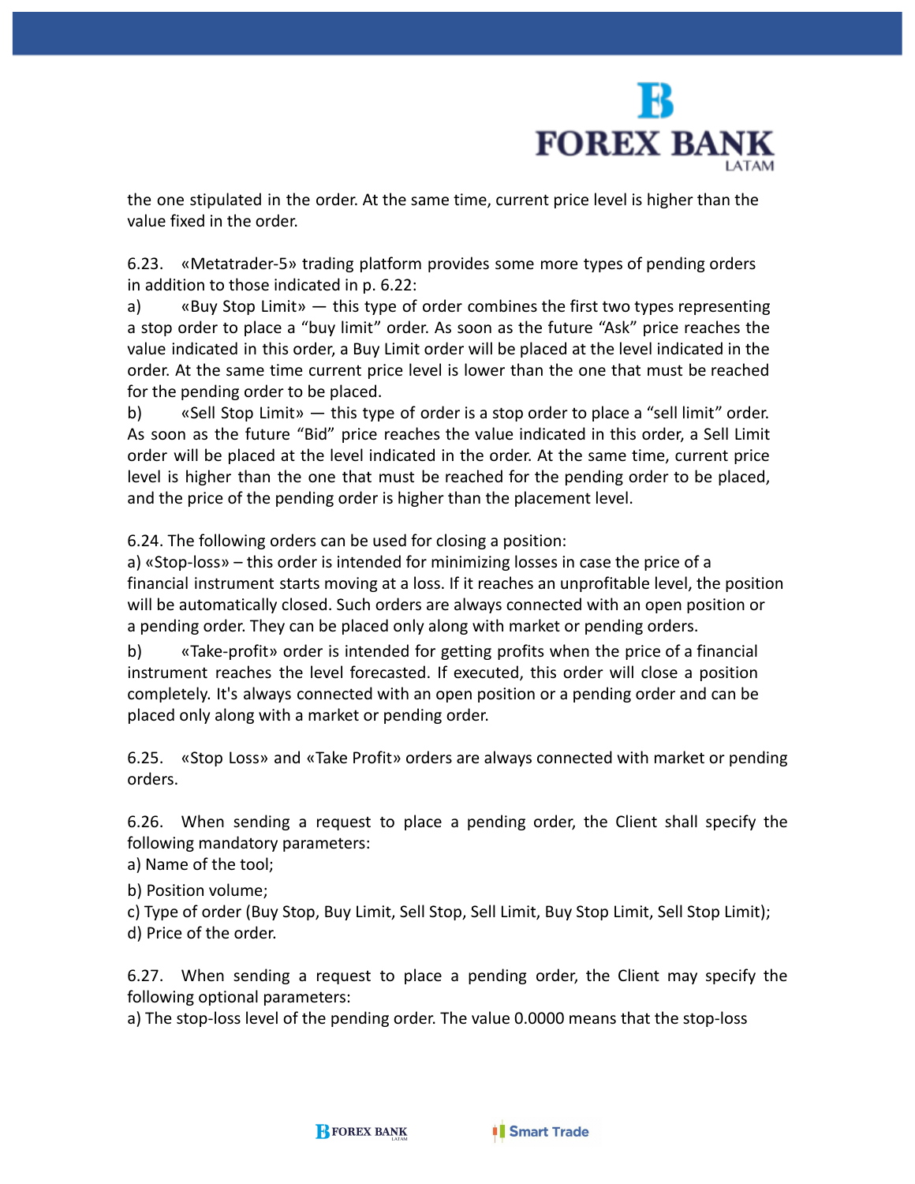the one stipulated in the order. At the same time, current price level is higher than the value fixed in the order.

6.23. «Metatrader-5» trading platform provides some more types of pending orders in addition to those indicated in p. 6.22:

a) «Buy Stop Limit» — this type of order combines the first two types representing a stop order to place a "buy limit" order. As soon as the future "Ask" price reaches the value indicated in this order, a Buy Limit order will be placed at the level indicated in the order. At the same time current price level is lower than the one that must be reached for the pending order to be placed.

b) «Sell Stop Limit» — this type of order is a stop order to place a "sell limit" order. As soon as the future "Bid" price reaches the value indicated in this order, a Sell Limit order will be placed at the level indicated in the order. At the same time, current price level is higher than the one that must be reached for the pending order to be placed, and the price of the pending order is higher than the placement level.

6.24. The following orders can be used for closing a position:

a) «Stop-loss» – this order is intended for minimizing losses in case the price of a financial instrument starts moving at a loss. If it reaches an unprofitable level, the position will be automatically closed. Such orders are always connected with an open position or a pending order. They can be placed only along with market or pending orders.

b) «Take-profit» order is intended for getting profits when the price of a financial instrument reaches the level forecasted. If executed, this order will close a position completely. It's always connected with an open position or a pending order and can be placed only along with a market or pending order.

6.25. «Stop Loss» and «Take Profit» orders are always connected with market or pending orders.

6.26. When sending a request to place a pending order, the Client shall specify the following mandatory parameters:

a) Name of the tool;

b) Position volume;

c) Type of order (Buy Stop, Buy Limit, Sell Stop, Sell Limit, Buy Stop Limit, Sell Stop Limit);

d) Price of the order.

6.27. When sending a request to place a pending order, the Client may specify the following optional parameters:

a) The stop-loss level of the pending order. The value 0.0000 means that the stop-loss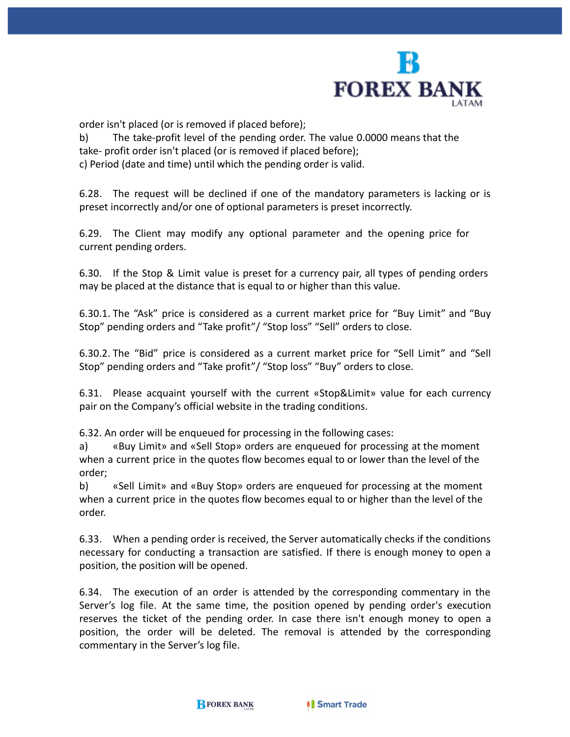order isn't placed (or is removed if placed before);

b) The take-profit level of the pending order. The value 0.0000 means that the take- profit order isn't placed (or is removed if placed before);

c) Period (date and time) until which the pending order is valid.

6.28. The request will be declined if one of the mandatory parameters is lacking or is preset incorrectly and/or one of optional parameters is preset incorrectly.

6.29. The Client may modify any optional parameter and the opening price for current pending orders.

6.30. If the Stop & Limit value is preset for a currency pair, all types of pending orders may be placed at the distance that is equal to or higher than this value.

6.30.1. The "Ask" price is considered as a current market price for "Buy Limit" and "Buy Stop" pending orders and "Take profit"/ "Stop loss" "Sell" orders to close.

6.30.2. The "Bid" price is considered as a current market price for "Sell Limit" and "Sell Stop" pending orders and "Take profit"/ "Stop loss" "Buy" orders to close.

6.31. Please acquaint yourself with the current «Stop&Limit» value for each currency pair on the Company's official website in the trading conditions.

6.32. An order will be enqueued for processing in the following cases:

a) «Buy Limit» and «Sell Stop» orders are enqueued for processing at the moment when a current price in the quotes flow becomes equal to or lower than the level of the order;

b) «Sell Limit» and «Buy Stop» orders are enqueued for processing at the moment when a current price in the quotes flow becomes equal to or higher than the level of the order.

6.33. When a pending order is received, the Server automatically checks if the conditions necessary for conducting a transaction are satisfied. If there is enough money to open a position, the position will be opened.

6.34. The execution of an order is attended by the corresponding commentary in the Server's log file. At the same time, the position opened by pending order's execution reserves the ticket of the pending order. In case there isn't enough money to open a position, the order will be deleted. The removal is attended by the corresponding commentary in the Server's log file.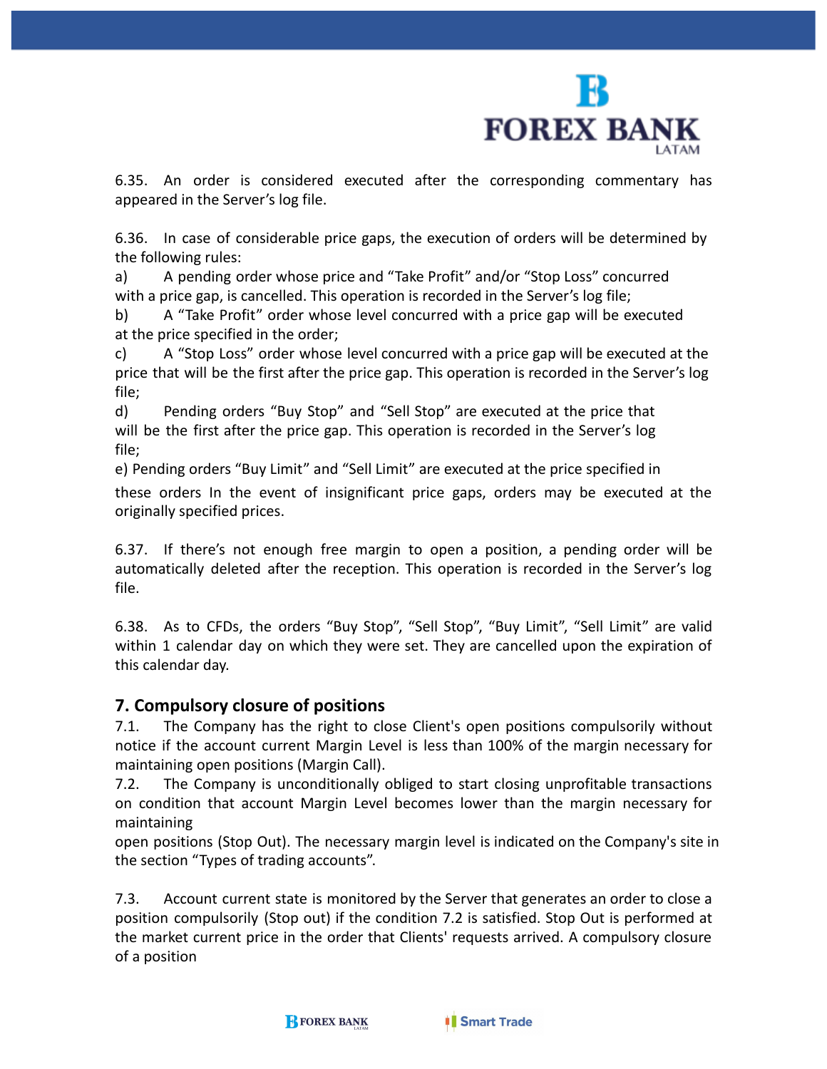6.35. An order is considered executed after the corresponding commentary has appeared in the Server's log file.

6.36. In case of considerable price gaps, the execution of orders will be determined by the following rules:

a) A pending order whose price and "Take Profit" and/or "Stop Loss" concurred with a price gap, is cancelled. This operation is recorded in the Server's log file;

b) A "Take Profit" order whose level concurred with a price gap will be executed at the price specified in the order;

c) A "Stop Loss" order whose level concurred with a price gap will be executed at the price that will be the first after the price gap. This operation is recorded in the Server's log file;

d) Pending orders "Buy Stop" and "Sell Stop" are executed at the price that will be the first after the price gap. This operation is recorded in the Server's log file;

e) Pending orders "Buy Limit" and "Sell Limit" are executed at the price specified in these orders In the event of insignificant price gaps, orders may be executed at the originally specified prices.

6.37. If there's not enough free margin to open a position, a pending order will be automatically deleted after the reception. This operation is recorded in the Server's log file.

6.38. As to CFDs, the orders "Buy Stop", "Sell Stop", "Buy Limit", "Sell Limit" are valid within 1 calendar day on which they were set. They are cancelled upon the expiration of this calendar day.

## 7. Compulsory closure of positions

7.1. The Company has the right to close Client's open positions compulsorily without notice if the account current Margin Level is less than 100% of the margin necessary for maintaining open positions (Margin Call).

7.2. The Company is unconditionally obliged to start closing unprofitable transactions on condition that account Margin Level becomes lower than the margin necessary for maintaining open positions (Stop Out). The necessary margin level is indicated on the Company's site in the section "Types of trading accounts".

7.3. Account current state is monitored by the Server that generates an order to close a position compulsorily (Stop out) if the condition 7.2 is satisfied. Stop Out is performed at the market current price in the order that Clients' requests arrived. A compulsory closure of a position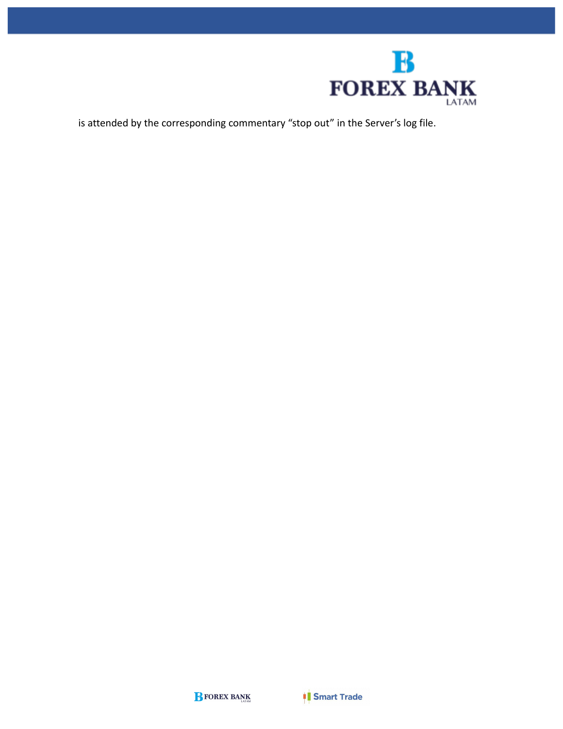is attended by the corresponding commentary “stop out” in the Server’s log file.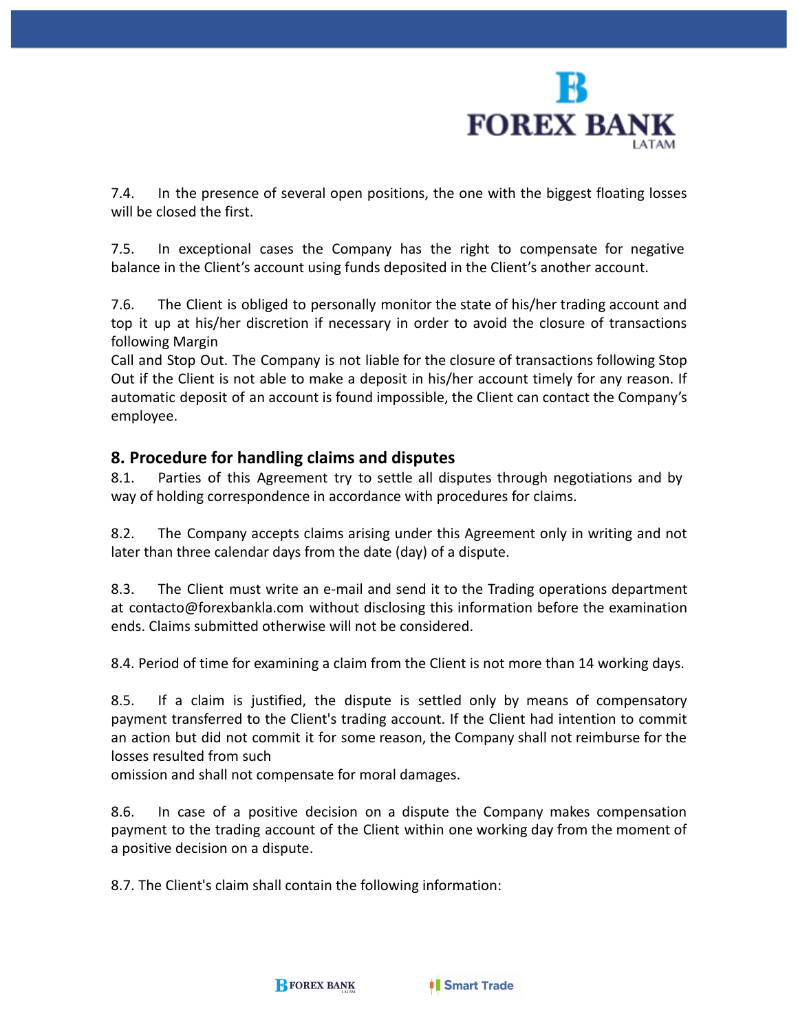7.4. In the presence of several open positions, the one with the biggest floating losses will be closed the first.

7.5. In exceptional cases the Company has the right to compensate for negative balance in the Client's account using funds deposited in the Client's another account.

7.6. The Client is obliged to personally monitor the state of his/her trading account and top it up at his/her discretion if necessary in order to avoid the closure of transactions following Margin Call and Stop Out. The Company is not liable for the closure of transactions following Stop Out if the Client is not able to make a deposit in his/her account timely for any reason. If automatic deposit of an account is found impossible, the Client can contact the Company's employee.

## 8. Procedure for handling claims and disputes

8.1. Parties of this Agreement try to settle all disputes through negotiations and by way of holding correspondence in accordance with procedures for claims.

8.2. The Company accepts claims arising under this Agreement only in writing and not later than three calendar days from the date (day) of a dispute.

8.3. The Client must write an e-mail and send it to the Trading operations department at contacto@forexbankla.com without disclosing this information before the examination ends. Claims submitted otherwise will not be considered.

8.4. Period of time for examining a claim from the Client is not more than 14 working days.

8.5. If a claim is justified, the dispute is settled only by means of compensatory payment transferred to the Client's trading account. If the Client had intention to commit an action but did not commit it for some reason, the Company shall not reimburse for the losses resulted from such omission and shall not compensate for moral damages.

8.6. In case of a positive decision on a dispute the Company makes compensation payment to the trading account of the Client within one working day from the moment of a positive decision on a dispute.

8.7. The Client's claim shall contain the following information: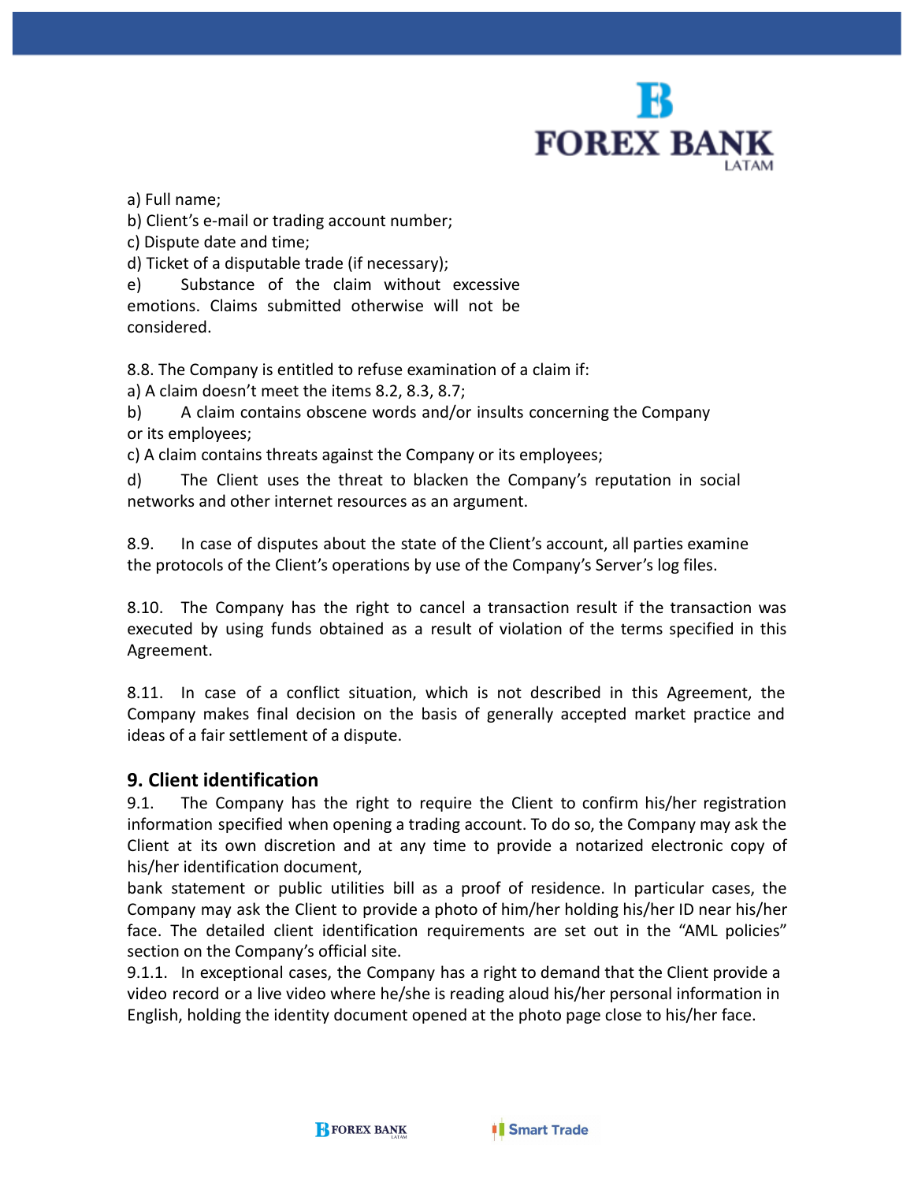a) Full name;
b) Client's e-mail or trading account number;
c) Dispute date and time;
d) Ticket of a disputable trade (if necessary);
e) Substance of the claim without excessive emotions. Claims submitted otherwise will not be considered.

8.8. The Company is entitled to refuse examination of a claim if:
a) A claim doesn't meet the items 8.2, 8.3, 8.7;
b) A claim contains obscene words and/or insults concerning the Company or its employees;
c) A claim contains threats against the Company or its employees;
d) The Client uses the threat to blacken the Company's reputation in social networks and other internet resources as an argument.

8.9. In case of disputes about the state of the Client's account, all parties examine the protocols of the Client's operations by use of the Company's Server's log files.

8.10. The Company has the right to cancel a transaction result if the transaction was executed by using funds obtained as a result of violation of the terms specified in this Agreement.

8.11. In case of a conflict situation, which is not described in this Agreement, the Company makes final decision on the basis of generally accepted market practice and ideas of a fair settlement of a dispute.

## 9. Client identification

9.1. The Company has the right to require the Client to confirm his/her registration information specified when opening a trading account. To do so, the Company may ask the Client at its own discretion and at any time to provide a notarized electronic copy of his/her identification document,
bank statement or public utilities bill as a proof of residence. In particular cases, the Company may ask the Client to provide a photo of him/her holding his/her ID near his/her face. The detailed client identification requirements are set out in the "AML policies" section on the Company's official site.

9.1.1. In exceptional cases, the Company has a right to demand that the Client provide a video record or a live video where he/she is reading aloud his/her personal information in English, holding the identity document opened at the photo page close to his/her face.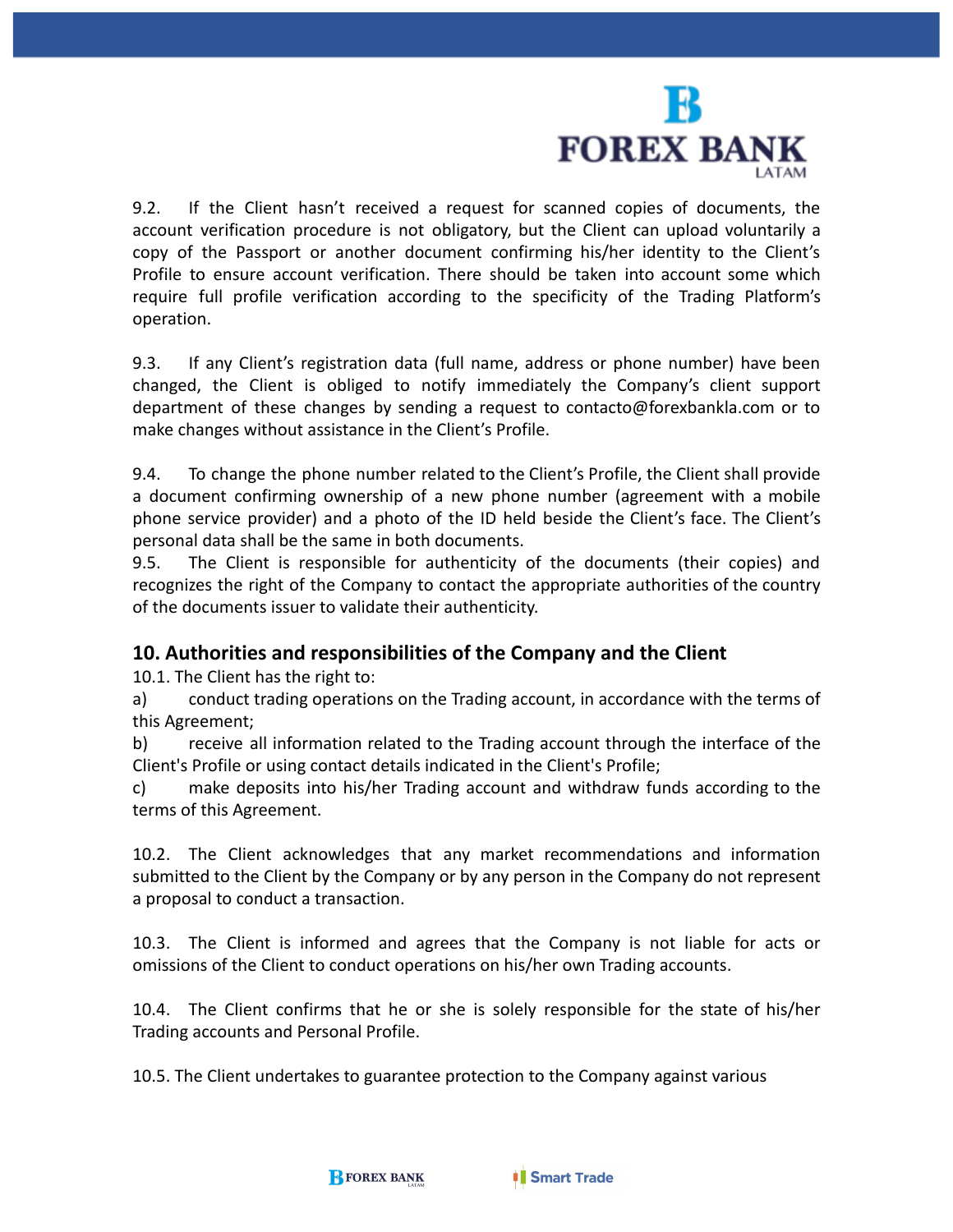9.2. If the Client hasn't received a request for scanned copies of documents, the account verification procedure is not obligatory, but the Client can upload voluntarily a copy of the Passport or another document confirming his/her identity to the Client's Profile to ensure account verification. There should be taken into account some which require full profile verification according to the specificity of the Trading Platform's operation.

9.3. If any Client's registration data (full name, address or phone number) have been changed, the Client is obliged to notify immediately the Company's client support department of these changes by sending a request to contacto@forexbankla.com or to make changes without assistance in the Client's Profile.

9.4. To change the phone number related to the Client's Profile, the Client shall provide a document confirming ownership of a new phone number (agreement with a mobile phone service provider) and a photo of the ID held beside the Client's face. The Client's personal data shall be the same in both documents.

9.5. The Client is responsible for authenticity of the documents (their copies) and recognizes the right of the Company to contact the appropriate authorities of the country of the documents issuer to validate their authenticity.

## 10. Authorities and responsibilities of the Company and the Client

10.1. The Client has the right to:

a) conduct trading operations on the Trading account, in accordance with the terms of this Agreement;

b) receive all information related to the Trading account through the interface of the Client's Profile or using contact details indicated in the Client's Profile;

c) make deposits into his/her Trading account and withdraw funds according to the terms of this Agreement.

10.2. The Client acknowledges that any market recommendations and information submitted to the Client by the Company or by any person in the Company do not represent a proposal to conduct a transaction.

10.3. The Client is informed and agrees that the Company is not liable for acts or omissions of the Client to conduct operations on his/her own Trading accounts.

10.4. The Client confirms that he or she is solely responsible for the state of his/her Trading accounts and Personal Profile.

10.5. The Client undertakes to guarantee protection to the Company against various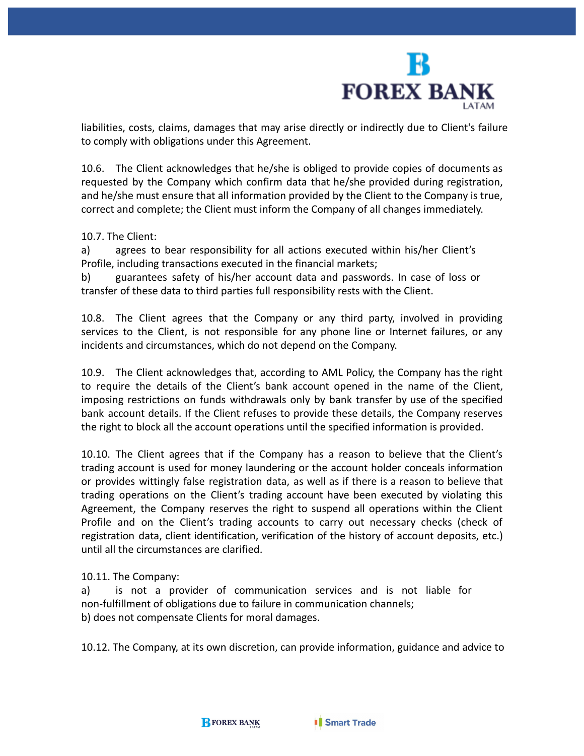liabilities, costs, claims, damages that may arise directly or indirectly due to Client's failure to comply with obligations under this Agreement.

10.6. The Client acknowledges that he/she is obliged to provide copies of documents as requested by the Company which confirm data that he/she provided during registration, and he/she must ensure that all information provided by the Client to the Company is true, correct and complete; the Client must inform the Company of all changes immediately.

10.7. The Client:

a) agrees to bear responsibility for all actions executed within his/her Client's Profile, including transactions executed in the financial markets;

b) guarantees safety of his/her account data and passwords. In case of loss or transfer of these data to third parties full responsibility rests with the Client.

10.8. The Client agrees that the Company or any third party, involved in providing services to the Client, is not responsible for any phone line or Internet failures, or any incidents and circumstances, which do not depend on the Company.

10.9. The Client acknowledges that, according to AML Policy, the Company has the right to require the details of the Client's bank account opened in the name of the Client, imposing restrictions on funds withdrawals only by bank transfer by use of the specified bank account details. If the Client refuses to provide these details, the Company reserves the right to block all the account operations until the specified information is provided.

10.10. The Client agrees that if the Company has a reason to believe that the Client's trading account is used for money laundering or the account holder conceals information or provides wittingly false registration data, as well as if there is a reason to believe that trading operations on the Client's trading account have been executed by violating this Agreement, the Company reserves the right to suspend all operations within the Client Profile and on the Client's trading accounts to carry out necessary checks (check of registration data, client identification, verification of the history of account deposits, etc.) until all the circumstances are clarified.

10.11. The Company:

a) is not a provider of communication services and is not liable for non-fulfillment of obligations due to failure in communication channels;

b) does not compensate Clients for moral damages.

10.12. The Company, at its own discretion, can provide information, guidance and advice to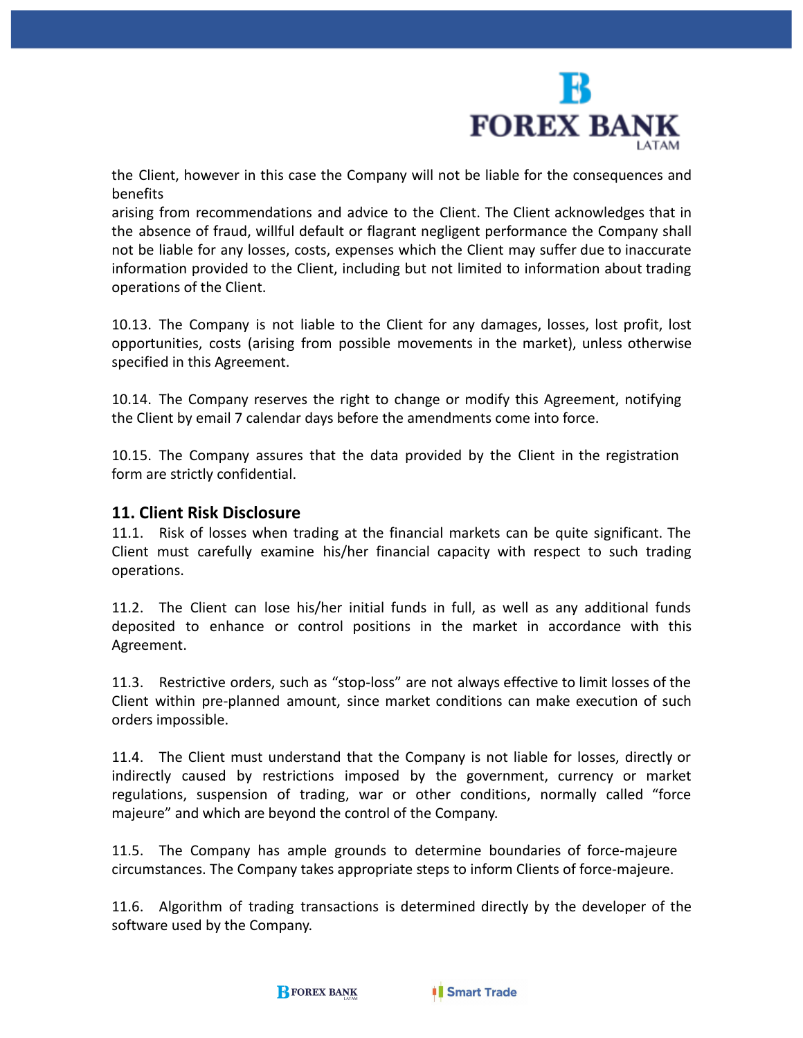the Client, however in this case the Company will not be liable for the consequences and benefits
arising from recommendations and advice to the Client. The Client acknowledges that in the absence of fraud, willful default or flagrant negligent performance the Company shall not be liable for any losses, costs, expenses which the Client may suffer due to inaccurate information provided to the Client, including but not limited to information about trading operations of the Client.

10.13. The Company is not liable to the Client for any damages, losses, lost profit, lost opportunities, costs (arising from possible movements in the market), unless otherwise specified in this Agreement.

10.14. The Company reserves the right to change or modify this Agreement, notifying the Client by email 7 calendar days before the amendments come into force.

10.15. The Company assures that the data provided by the Client in the registration form are strictly confidential.

## 11. Client Risk Disclosure

11.1. Risk of losses when trading at the financial markets can be quite significant. The Client must carefully examine his/her financial capacity with respect to such trading operations.

11.2. The Client can lose his/her initial funds in full, as well as any additional funds deposited to enhance or control positions in the market in accordance with this Agreement.

11.3. Restrictive orders, such as "stop-loss" are not always effective to limit losses of the Client within pre-planned amount, since market conditions can make execution of such orders impossible.

11.4. The Client must understand that the Company is not liable for losses, directly or indirectly caused by restrictions imposed by the government, currency or market regulations, suspension of trading, war or other conditions, normally called "force majeure" and which are beyond the control of the Company.

11.5. The Company has ample grounds to determine boundaries of force-majeure circumstances. The Company takes appropriate steps to inform Clients of force-majeure.

11.6. Algorithm of trading transactions is determined directly by the developer of the software used by the Company.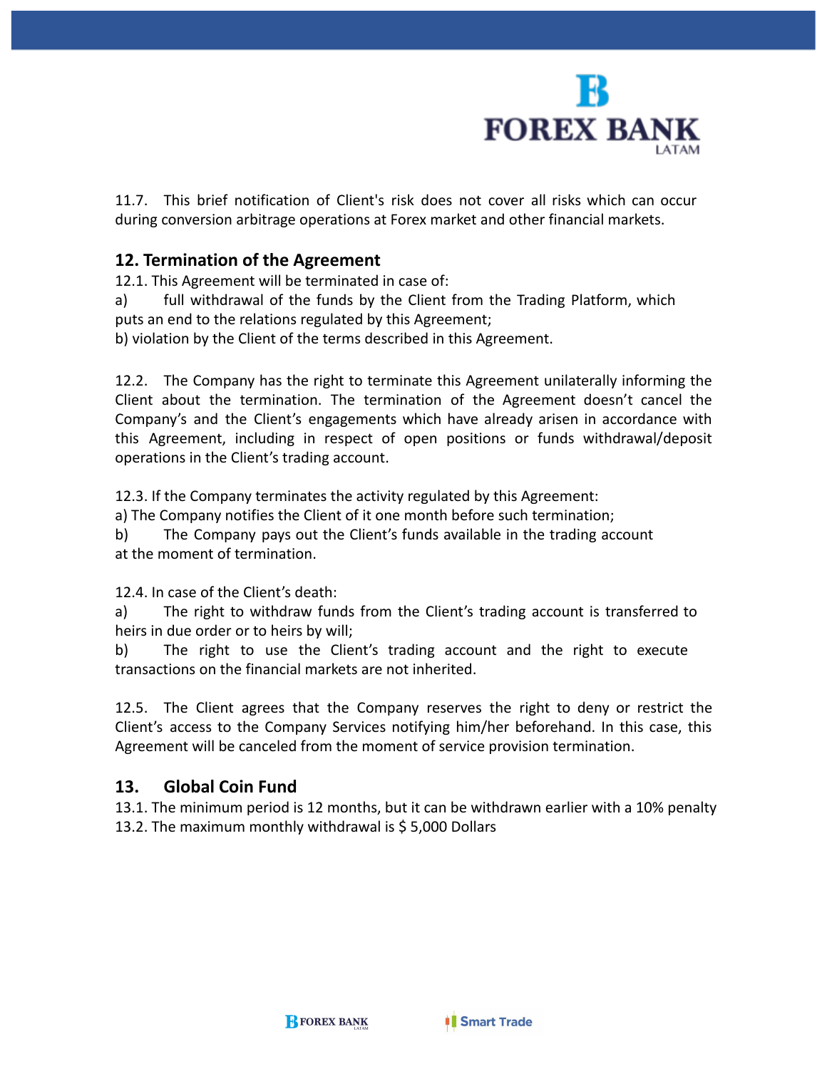11.7. This brief notification of Client's risk does not cover all risks which can occur during conversion arbitrage operations at Forex market and other financial markets.

## 12. Termination of the Agreement

12.1. This Agreement will be terminated in case of:

a) full withdrawal of the funds by the Client from the Trading Platform, which puts an end to the relations regulated by this Agreement;

b) violation by the Client of the terms described in this Agreement.

12.2. The Company has the right to terminate this Agreement unilaterally informing the Client about the termination. The termination of the Agreement doesn't cancel the Company's and the Client's engagements which have already arisen in accordance with this Agreement, including in respect of open positions or funds withdrawal/deposit operations in the Client's trading account.

12.3. If the Company terminates the activity regulated by this Agreement:

a) The Company notifies the Client of it one month before such termination;

b) The Company pays out the Client's funds available in the trading account at the moment of termination.

12.4. In case of the Client's death:

a) The right to withdraw funds from the Client's trading account is transferred to heirs in due order or to heirs by will;

b) The right to use the Client's trading account and the right to execute transactions on the financial markets are not inherited.

12.5. The Client agrees that the Company reserves the right to deny or restrict the Client's access to the Company Services notifying him/her beforehand. In this case, this Agreement will be canceled from the moment of service provision termination.

## 13. Global Coin Fund

13.1. The minimum period is 12 months, but it can be withdrawn earlier with a 10% penalty

13.2. The maximum monthly withdrawal is $ 5,000 Dollars